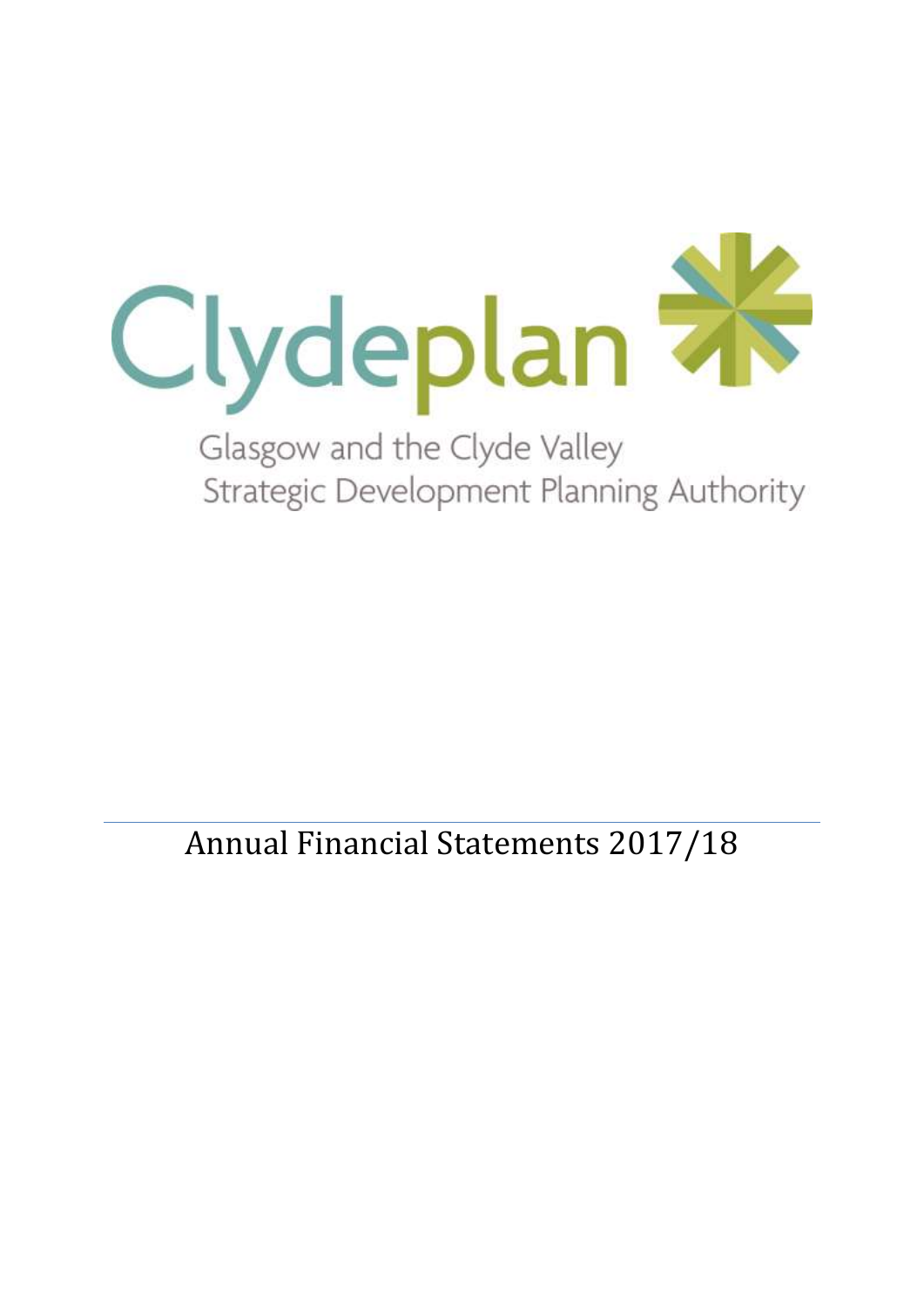# Clydeplan

Glasgow and the Clyde Valley
Strategic Development Planning Authority

# Annual Financial Statements 2017/18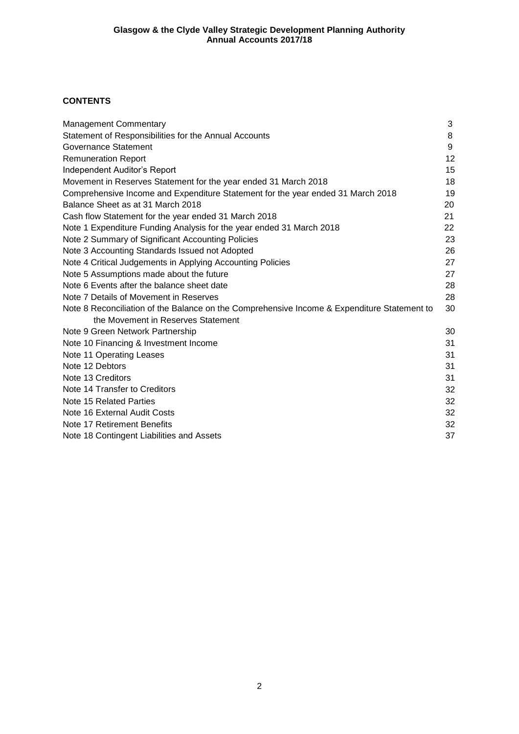**CONTENTS**

| | |
|---|---|
| Management Commentary | 3 |
| Statement of Responsibilities for the Annual Accounts | 8 |
| Governance Statement | 9 |
| Remuneration Report | 12 |
| Independent Auditor's Report | 15 |
| Movement in Reserves Statement for the year ended 31 March 2018 | 18 |
| Comprehensive Income and Expenditure Statement for the year ended 31 March 2018 | 19 |
| Balance Sheet as at 31 March 2018 | 20 |
| Cash flow Statement for the year ended 31 March 2018 | 21 |
| Note 1 Expenditure Funding Analysis for the year ended 31 March 2018 | 22 |
| Note 2 Summary of Significant Accounting Policies | 23 |
| Note 3 Accounting Standards Issued not Adopted | 26 |
| Note 4 Critical Judgements in Applying Accounting Policies | 27 |
| Note 5 Assumptions made about the future | 27 |
| Note 6 Events after the balance sheet date | 28 |
| Note 7 Details of Movement in Reserves | 28 |
| Note 8 Reconciliation of the Balance on the Comprehensive Income & Expenditure Statement to the Movement in Reserves Statement | 30 |
| Note 9 Green Network Partnership | 30 |
| Note 10 Financing & Investment Income | 31 |
| Note 11 Operating Leases | 31 |
| Note 12 Debtors | 31 |
| Note 13 Creditors | 31 |
| Note 14 Transfer to Creditors | 32 |
| Note 15 Related Parties | 32 |
| Note 16 External Audit Costs | 32 |
| Note 17 Retirement Benefits | 32 |
| Note 18 Contingent Liabilities and Assets | 37 |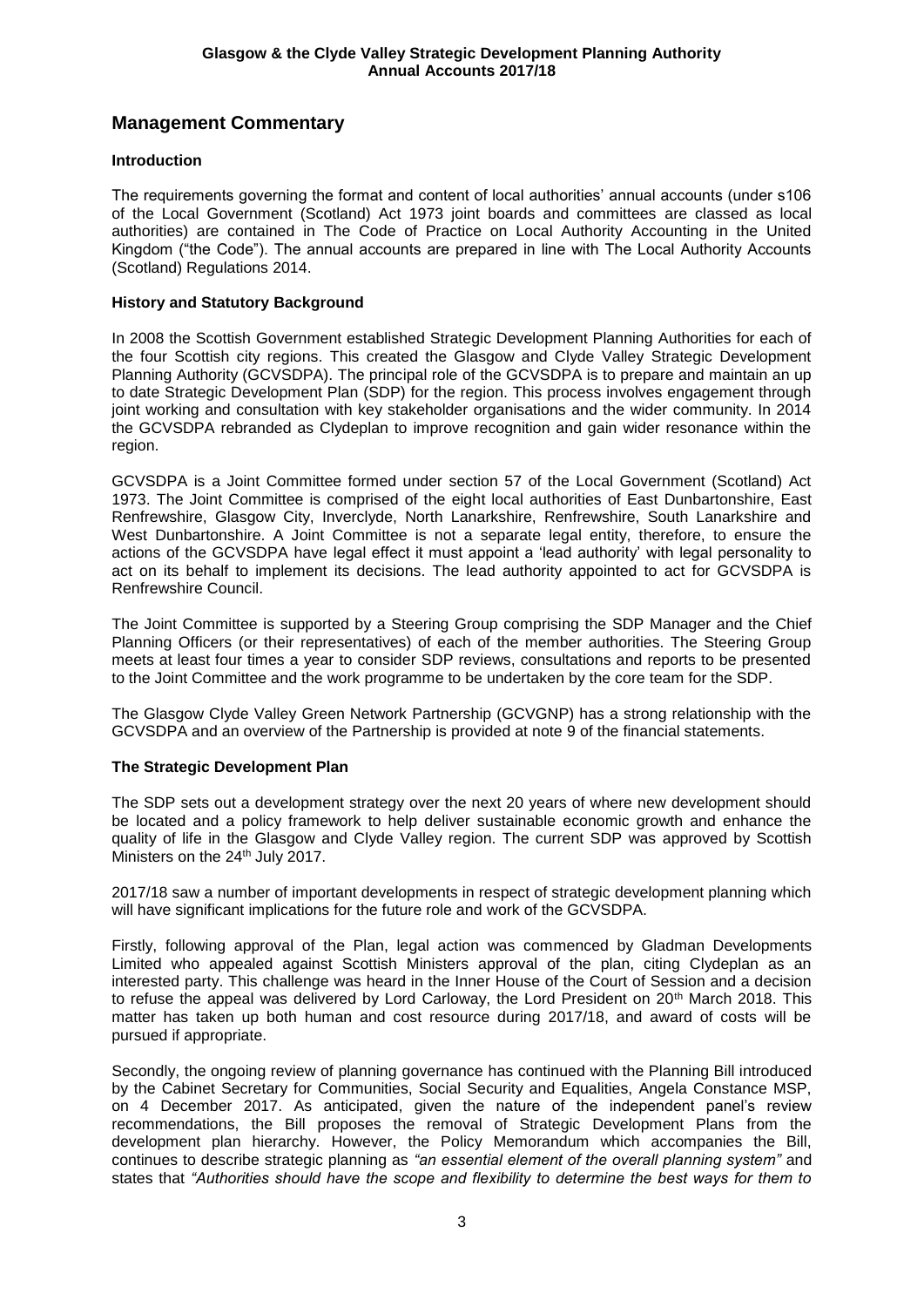## Management Commentary

### Introduction

The requirements governing the format and content of local authorities' annual accounts (under s106 of the Local Government (Scotland) Act 1973 joint boards and committees are classed as local authorities) are contained in The Code of Practice on Local Authority Accounting in the United Kingdom ("the Code"). The annual accounts are prepared in line with The Local Authority Accounts (Scotland) Regulations 2014.

### History and Statutory Background

In 2008 the Scottish Government established Strategic Development Planning Authorities for each of the four Scottish city regions. This created the Glasgow and Clyde Valley Strategic Development Planning Authority (GCVSDPA). The principal role of the GCVSDPA is to prepare and maintain an up to date Strategic Development Plan (SDP) for the region. This process involves engagement through joint working and consultation with key stakeholder organisations and the wider community. In 2014 the GCVSDPA rebranded as Clydeplan to improve recognition and gain wider resonance within the region.

GCVSDPA is a Joint Committee formed under section 57 of the Local Government (Scotland) Act 1973. The Joint Committee is comprised of the eight local authorities of East Dunbartonshire, East Renfrewshire, Glasgow City, Inverclyde, North Lanarkshire, Renfrewshire, South Lanarkshire and West Dunbartonshire. A Joint Committee is not a separate legal entity, therefore, to ensure the actions of the GCVSDPA have legal effect it must appoint a 'lead authority' with legal personality to act on its behalf to implement its decisions. The lead authority appointed to act for GCVSDPA is Renfrewshire Council.

The Joint Committee is supported by a Steering Group comprising the SDP Manager and the Chief Planning Officers (or their representatives) of each of the member authorities. The Steering Group meets at least four times a year to consider SDP reviews, consultations and reports to be presented to the Joint Committee and the work programme to be undertaken by the core team for the SDP.

The Glasgow Clyde Valley Green Network Partnership (GCVGNP) has a strong relationship with the GCVSDPA and an overview of the Partnership is provided at note 9 of the financial statements.

### The Strategic Development Plan

The SDP sets out a development strategy over the next 20 years of where new development should be located and a policy framework to help deliver sustainable economic growth and enhance the quality of life in the Glasgow and Clyde Valley region. The current SDP was approved by Scottish Ministers on the 24th July 2017.

2017/18 saw a number of important developments in respect of strategic development planning which will have significant implications for the future role and work of the GCVSDPA.

Firstly, following approval of the Plan, legal action was commenced by Gladman Developments Limited who appealed against Scottish Ministers approval of the plan, citing Clydeplan as an interested party. This challenge was heard in the Inner House of the Court of Session and a decision to refuse the appeal was delivered by Lord Carloway, the Lord President on 20th March 2018. This matter has taken up both human and cost resource during 2017/18, and award of costs will be pursued if appropriate.

Secondly, the ongoing review of planning governance has continued with the Planning Bill introduced by the Cabinet Secretary for Communities, Social Security and Equalities, Angela Constance MSP, on 4 December 2017. As anticipated, given the nature of the independent panel's review recommendations, the Bill proposes the removal of Strategic Development Plans from the development plan hierarchy. However, the Policy Memorandum which accompanies the Bill, continues to describe strategic planning as *"an essential element of the overall planning system"* and states that *"Authorities should have the scope and flexibility to determine the best ways for them to*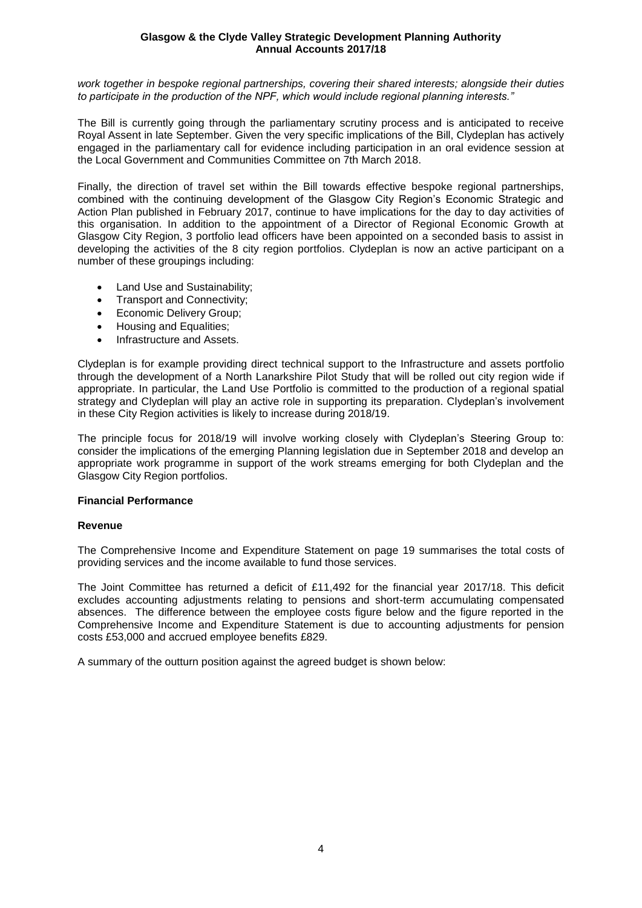*work together in bespoke regional partnerships, covering their shared interests; alongside their duties to participate in the production of the NPF, which would include regional planning interests."*

The Bill is currently going through the parliamentary scrutiny process and is anticipated to receive Royal Assent in late September. Given the very specific implications of the Bill, Clydeplan has actively engaged in the parliamentary call for evidence including participation in an oral evidence session at the Local Government and Communities Committee on 7th March 2018.

Finally, the direction of travel set within the Bill towards effective bespoke regional partnerships, combined with the continuing development of the Glasgow City Region's Economic Strategic and Action Plan published in February 2017, continue to have implications for the day to day activities of this organisation. In addition to the appointment of a Director of Regional Economic Growth at Glasgow City Region, 3 portfolio lead officers have been appointed on a seconded basis to assist in developing the activities of the 8 city region portfolios. Clydeplan is now an active participant on a number of these groupings including:

- Land Use and Sustainability;
- Transport and Connectivity;
- Economic Delivery Group;
- Housing and Equalities;
- Infrastructure and Assets.

Clydeplan is for example providing direct technical support to the Infrastructure and assets portfolio through the development of a North Lanarkshire Pilot Study that will be rolled out city region wide if appropriate. In particular, the Land Use Portfolio is committed to the production of a regional spatial strategy and Clydeplan will play an active role in supporting its preparation. Clydeplan's involvement in these City Region activities is likely to increase during 2018/19.

The principle focus for 2018/19 will involve working closely with Clydeplan's Steering Group to: consider the implications of the emerging Planning legislation due in September 2018 and develop an appropriate work programme in support of the work streams emerging for both Clydeplan and the Glasgow City Region portfolios.

**Financial Performance**

**Revenue**

The Comprehensive Income and Expenditure Statement on page 19 summarises the total costs of providing services and the income available to fund those services.

The Joint Committee has returned a deficit of £11,492 for the financial year 2017/18. This deficit excludes accounting adjustments relating to pensions and short-term accumulating compensated absences. The difference between the employee costs figure below and the figure reported in the Comprehensive Income and Expenditure Statement is due to accounting adjustments for pension costs £53,000 and accrued employee benefits £829.

A summary of the outturn position against the agreed budget is shown below: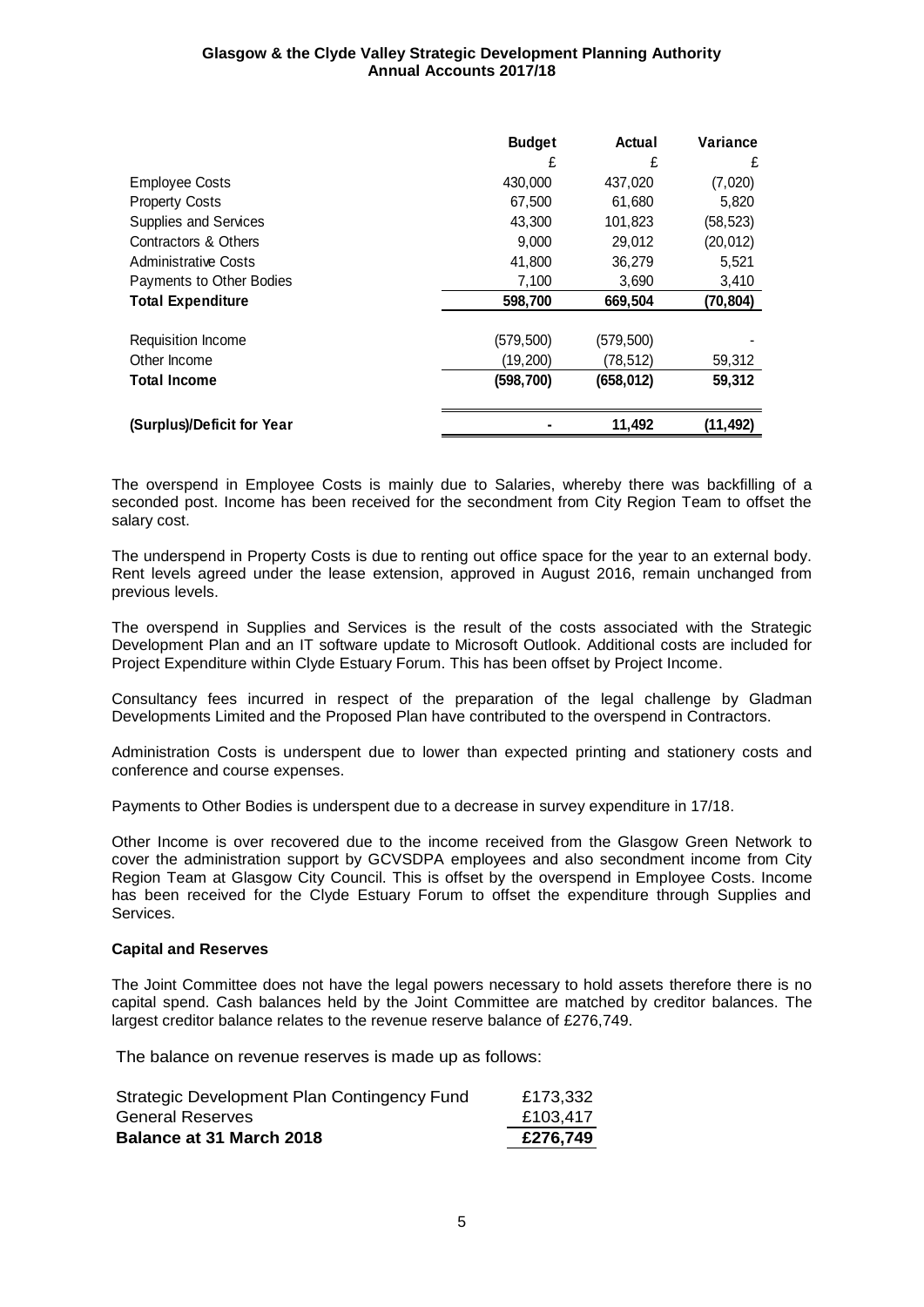|  | Budget | Actual | Variance |
|---|---|---|---|
|  | £ | £ | £ |
| Employee Costs | 430,000 | 437,020 | (7,020) |
| Property Costs | 67,500 | 61,680 | 5,820 |
| Supplies and Services | 43,300 | 101,823 | (58,523) |
| Contractors & Others | 9,000 | 29,012 | (20,012) |
| Administrative Costs | 41,800 | 36,279 | 5,521 |
| Payments to Other Bodies | 7,100 | 3,690 | 3,410 |
| **Total Expenditure** | **598,700** | **669,504** | **(70,804)** |
| Requisition Income | (579,500) | (579,500) | - |
| Other Income | (19,200) | (78,512) | 59,312 |
| **Total Income** | **(598,700)** | **(658,012)** | **59,312** |
| **(Surplus)/Deficit for Year** | **-** | **11,492** | **(11,492)** |

The overspend in Employee Costs is mainly due to Salaries, whereby there was backfilling of a seconded post. Income has been received for the secondment from City Region Team to offset the salary cost.

The underspend in Property Costs is due to renting out office space for the year to an external body. Rent levels agreed under the lease extension, approved in August 2016, remain unchanged from previous levels.

The overspend in Supplies and Services is the result of the costs associated with the Strategic Development Plan and an IT software update to Microsoft Outlook. Additional costs are included for Project Expenditure within Clyde Estuary Forum. This has been offset by Project Income.

Consultancy fees incurred in respect of the preparation of the legal challenge by Gladman Developments Limited and the Proposed Plan have contributed to the overspend in Contractors.

Administration Costs is underspent due to lower than expected printing and stationery costs and conference and course expenses.

Payments to Other Bodies is underspent due to a decrease in survey expenditure in 17/18.

Other Income is over recovered due to the income received from the Glasgow Green Network to cover the administration support by GCVSDPA employees and also secondment income from City Region Team at Glasgow City Council. This is offset by the overspend in Employee Costs. Income has been received for the Clyde Estuary Forum to offset the expenditure through Supplies and Services.

**Capital and Reserves**

The Joint Committee does not have the legal powers necessary to hold assets therefore there is no capital spend. Cash balances held by the Joint Committee are matched by creditor balances. The largest creditor balance relates to the revenue reserve balance of £276,749.

The balance on revenue reserves is made up as follows:

|  |  |
|---|---|
| Strategic Development Plan Contingency Fund | £173,332 |
| General Reserves | £103,417 |
| **Balance at 31 March 2018** | **£276,749** |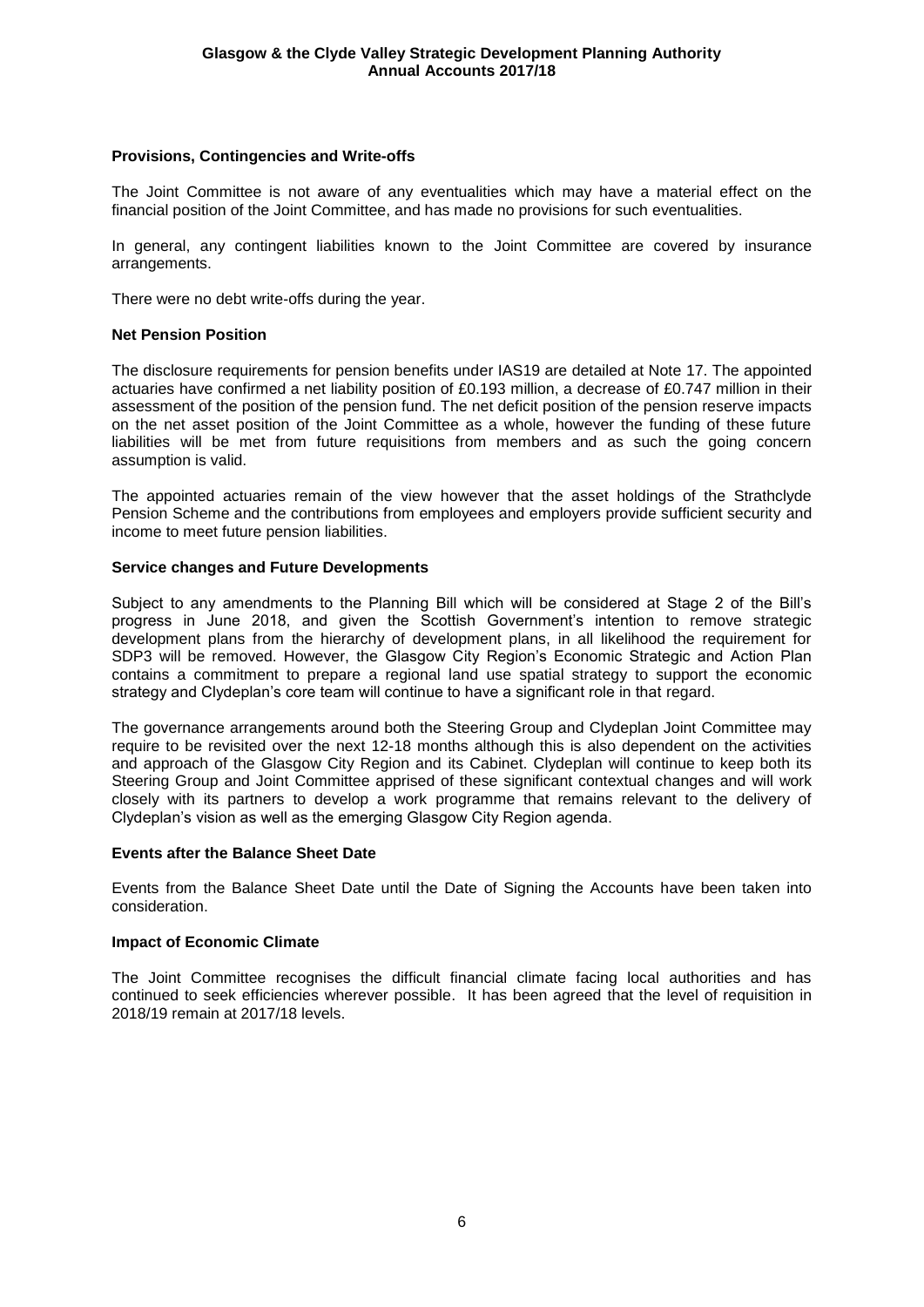## Provisions, Contingencies and Write-offs

The Joint Committee is not aware of any eventualities which may have a material effect on the financial position of the Joint Committee, and has made no provisions for such eventualities.

In general, any contingent liabilities known to the Joint Committee are covered by insurance arrangements.

There were no debt write-offs during the year.

## Net Pension Position

The disclosure requirements for pension benefits under IAS19 are detailed at Note 17. The appointed actuaries have confirmed a net liability position of £0.193 million, a decrease of £0.747 million in their assessment of the position of the pension fund. The net deficit position of the pension reserve impacts on the net asset position of the Joint Committee as a whole, however the funding of these future liabilities will be met from future requisitions from members and as such the going concern assumption is valid.

The appointed actuaries remain of the view however that the asset holdings of the Strathclyde Pension Scheme and the contributions from employees and employers provide sufficient security and income to meet future pension liabilities.

## Service changes and Future Developments

Subject to any amendments to the Planning Bill which will be considered at Stage 2 of the Bill's progress in June 2018, and given the Scottish Government's intention to remove strategic development plans from the hierarchy of development plans, in all likelihood the requirement for SDP3 will be removed. However, the Glasgow City Region's Economic Strategic and Action Plan contains a commitment to prepare a regional land use spatial strategy to support the economic strategy and Clydeplan's core team will continue to have a significant role in that regard.

The governance arrangements around both the Steering Group and Clydeplan Joint Committee may require to be revisited over the next 12-18 months although this is also dependent on the activities and approach of the Glasgow City Region and its Cabinet. Clydeplan will continue to keep both its Steering Group and Joint Committee apprised of these significant contextual changes and will work closely with its partners to develop a work programme that remains relevant to the delivery of Clydeplan's vision as well as the emerging Glasgow City Region agenda.

## Events after the Balance Sheet Date

Events from the Balance Sheet Date until the Date of Signing the Accounts have been taken into consideration.

## Impact of Economic Climate

The Joint Committee recognises the difficult financial climate facing local authorities and has continued to seek efficiencies wherever possible. It has been agreed that the level of requisition in 2018/19 remain at 2017/18 levels.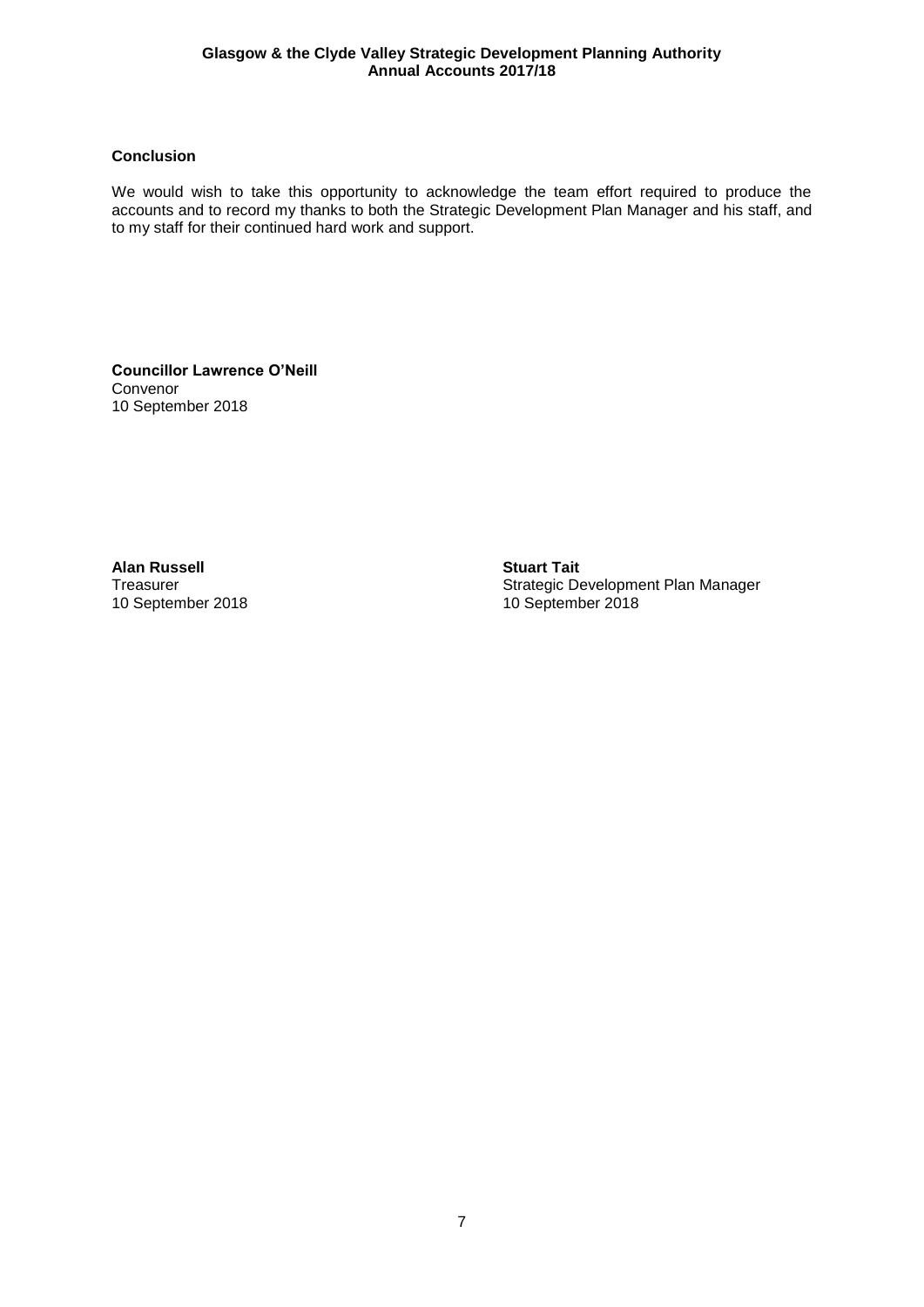## Conclusion

We would wish to take this opportunity to acknowledge the team effort required to produce the accounts and to record my thanks to both the Strategic Development Plan Manager and his staff, and to my staff for their continued hard work and support.

**Councillor Lawrence O'Neill**
Convenor
10 September 2018

**Alan Russell**
Treasurer
10 September 2018

**Stuart Tait**
Strategic Development Plan Manager
10 September 2018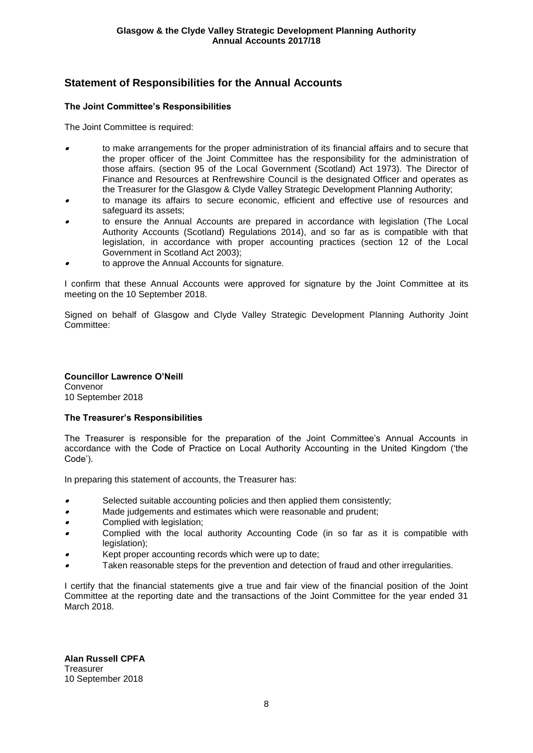## Statement of Responsibilities for the Annual Accounts

### The Joint Committee's Responsibilities

The Joint Committee is required:

- to make arrangements for the proper administration of its financial affairs and to secure that the proper officer of the Joint Committee has the responsibility for the administration of those affairs. (section 95 of the Local Government (Scotland) Act 1973). The Director of Finance and Resources at Renfrewshire Council is the designated Officer and operates as the Treasurer for the Glasgow & Clyde Valley Strategic Development Planning Authority;
- to manage its affairs to secure economic, efficient and effective use of resources and safeguard its assets;
- to ensure the Annual Accounts are prepared in accordance with legislation (The Local Authority Accounts (Scotland) Regulations 2014), and so far as is compatible with that legislation, in accordance with proper accounting practices (section 12 of the Local Government in Scotland Act 2003);
- to approve the Annual Accounts for signature.

I confirm that these Annual Accounts were approved for signature by the Joint Committee at its meeting on the 10 September 2018.

Signed on behalf of Glasgow and Clyde Valley Strategic Development Planning Authority Joint Committee:

**Councillor Lawrence O'Neill**
Convenor
10 September 2018

### The Treasurer's Responsibilities

The Treasurer is responsible for the preparation of the Joint Committee's Annual Accounts in accordance with the Code of Practice on Local Authority Accounting in the United Kingdom ('the Code').

In preparing this statement of accounts, the Treasurer has:

- Selected suitable accounting policies and then applied them consistently;
- Made judgements and estimates which were reasonable and prudent;
- Complied with legislation;
- Complied with the local authority Accounting Code (in so far as it is compatible with legislation);
- Kept proper accounting records which were up to date;
- Taken reasonable steps for the prevention and detection of fraud and other irregularities.

I certify that the financial statements give a true and fair view of the financial position of the Joint Committee at the reporting date and the transactions of the Joint Committee for the year ended 31 March 2018.

**Alan Russell CPFA**
Treasurer
10 September 2018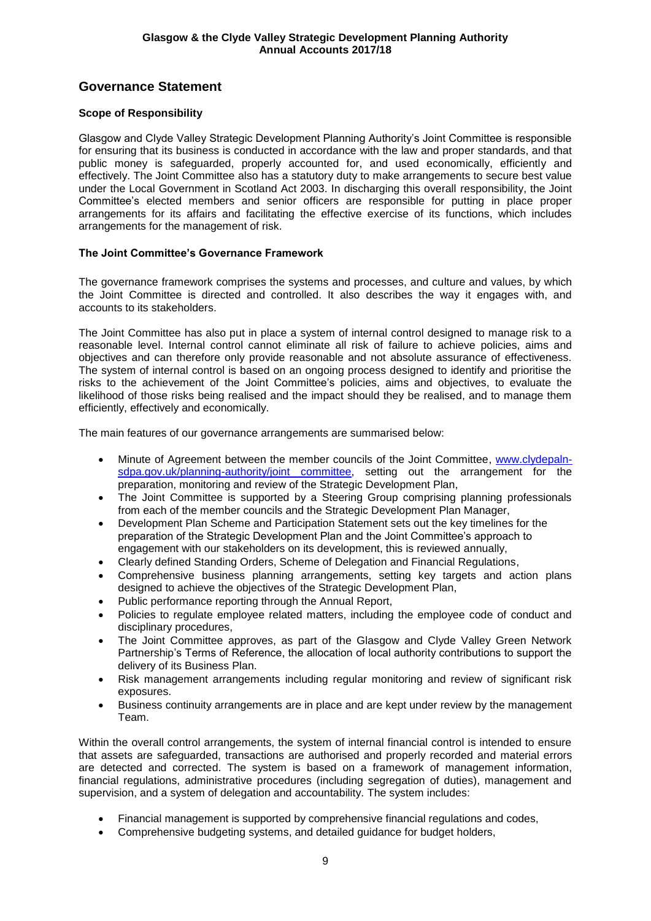## Governance Statement

### Scope of Responsibility

Glasgow and Clyde Valley Strategic Development Planning Authority's Joint Committee is responsible for ensuring that its business is conducted in accordance with the law and proper standards, and that public money is safeguarded, properly accounted for, and used economically, efficiently and effectively. The Joint Committee also has a statutory duty to make arrangements to secure best value under the Local Government in Scotland Act 2003. In discharging this overall responsibility, the Joint Committee's elected members and senior officers are responsible for putting in place proper arrangements for its affairs and facilitating the effective exercise of its functions, which includes arrangements for the management of risk.

### The Joint Committee's Governance Framework

The governance framework comprises the systems and processes, and culture and values, by which the Joint Committee is directed and controlled. It also describes the way it engages with, and accounts to its stakeholders.

The Joint Committee has also put in place a system of internal control designed to manage risk to a reasonable level. Internal control cannot eliminate all risk of failure to achieve policies, aims and objectives and can therefore only provide reasonable and not absolute assurance of effectiveness. The system of internal control is based on an ongoing process designed to identify and prioritise the risks to the achievement of the Joint Committee's policies, aims and objectives, to evaluate the likelihood of those risks being realised and the impact should they be realised, and to manage them efficiently, effectively and economically.

The main features of our governance arrangements are summarised below:

- Minute of Agreement between the member councils of the Joint Committee, [www.clydepaln-sdpa.gov.uk/planning-authority/joint committee](www.clydepaln-sdpa.gov.uk/planning-authority/joint committee), setting out the arrangement for the preparation, monitoring and review of the Strategic Development Plan,
- The Joint Committee is supported by a Steering Group comprising planning professionals from each of the member councils and the Strategic Development Plan Manager,
- Development Plan Scheme and Participation Statement sets out the key timelines for the preparation of the Strategic Development Plan and the Joint Committee's approach to engagement with our stakeholders on its development, this is reviewed annually,
- Clearly defined Standing Orders, Scheme of Delegation and Financial Regulations,
- Comprehensive business planning arrangements, setting key targets and action plans designed to achieve the objectives of the Strategic Development Plan,
- Public performance reporting through the Annual Report,
- Policies to regulate employee related matters, including the employee code of conduct and disciplinary procedures,
- The Joint Committee approves, as part of the Glasgow and Clyde Valley Green Network Partnership's Terms of Reference, the allocation of local authority contributions to support the delivery of its Business Plan.
- Risk management arrangements including regular monitoring and review of significant risk exposures.
- Business continuity arrangements are in place and are kept under review by the management Team.

Within the overall control arrangements, the system of internal financial control is intended to ensure that assets are safeguarded, transactions are authorised and properly recorded and material errors are detected and corrected. The system is based on a framework of management information, financial regulations, administrative procedures (including segregation of duties), management and supervision, and a system of delegation and accountability. The system includes:

- Financial management is supported by comprehensive financial regulations and codes,
- Comprehensive budgeting systems, and detailed guidance for budget holders,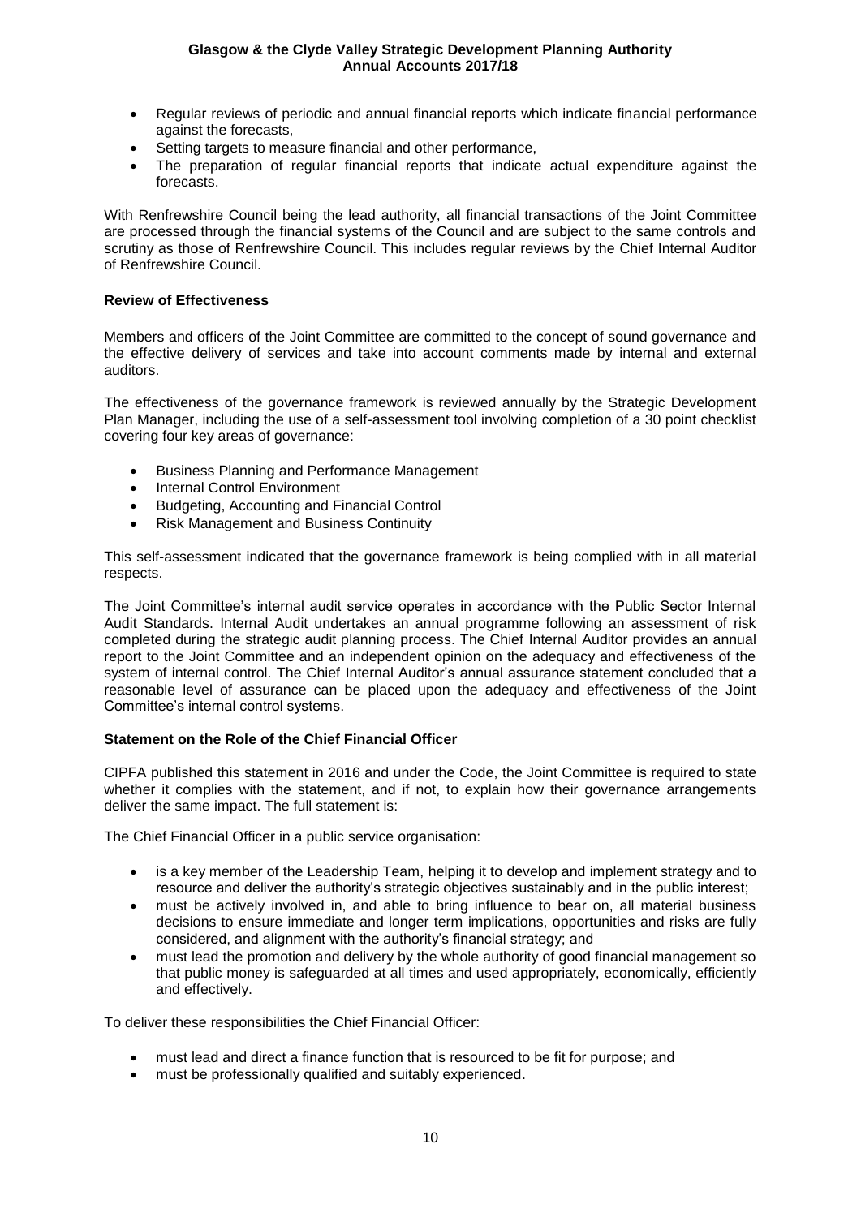- Regular reviews of periodic and annual financial reports which indicate financial performance against the forecasts,
- Setting targets to measure financial and other performance,
- The preparation of regular financial reports that indicate actual expenditure against the forecasts.

With Renfrewshire Council being the lead authority, all financial transactions of the Joint Committee are processed through the financial systems of the Council and are subject to the same controls and scrutiny as those of Renfrewshire Council. This includes regular reviews by the Chief Internal Auditor of Renfrewshire Council.

**Review of Effectiveness**

Members and officers of the Joint Committee are committed to the concept of sound governance and the effective delivery of services and take into account comments made by internal and external auditors.

The effectiveness of the governance framework is reviewed annually by the Strategic Development Plan Manager, including the use of a self-assessment tool involving completion of a 30 point checklist covering four key areas of governance:

- Business Planning and Performance Management
- Internal Control Environment
- Budgeting, Accounting and Financial Control
- Risk Management and Business Continuity

This self-assessment indicated that the governance framework is being complied with in all material respects.

The Joint Committee's internal audit service operates in accordance with the Public Sector Internal Audit Standards. Internal Audit undertakes an annual programme following an assessment of risk completed during the strategic audit planning process. The Chief Internal Auditor provides an annual report to the Joint Committee and an independent opinion on the adequacy and effectiveness of the system of internal control. The Chief Internal Auditor's annual assurance statement concluded that a reasonable level of assurance can be placed upon the adequacy and effectiveness of the Joint Committee's internal control systems.

**Statement on the Role of the Chief Financial Officer**

CIPFA published this statement in 2016 and under the Code, the Joint Committee is required to state whether it complies with the statement, and if not, to explain how their governance arrangements deliver the same impact. The full statement is:

The Chief Financial Officer in a public service organisation:

- is a key member of the Leadership Team, helping it to develop and implement strategy and to resource and deliver the authority's strategic objectives sustainably and in the public interest;
- must be actively involved in, and able to bring influence to bear on, all material business decisions to ensure immediate and longer term implications, opportunities and risks are fully considered, and alignment with the authority's financial strategy; and
- must lead the promotion and delivery by the whole authority of good financial management so that public money is safeguarded at all times and used appropriately, economically, efficiently and effectively.

To deliver these responsibilities the Chief Financial Officer:

- must lead and direct a finance function that is resourced to be fit for purpose; and
- must be professionally qualified and suitably experienced.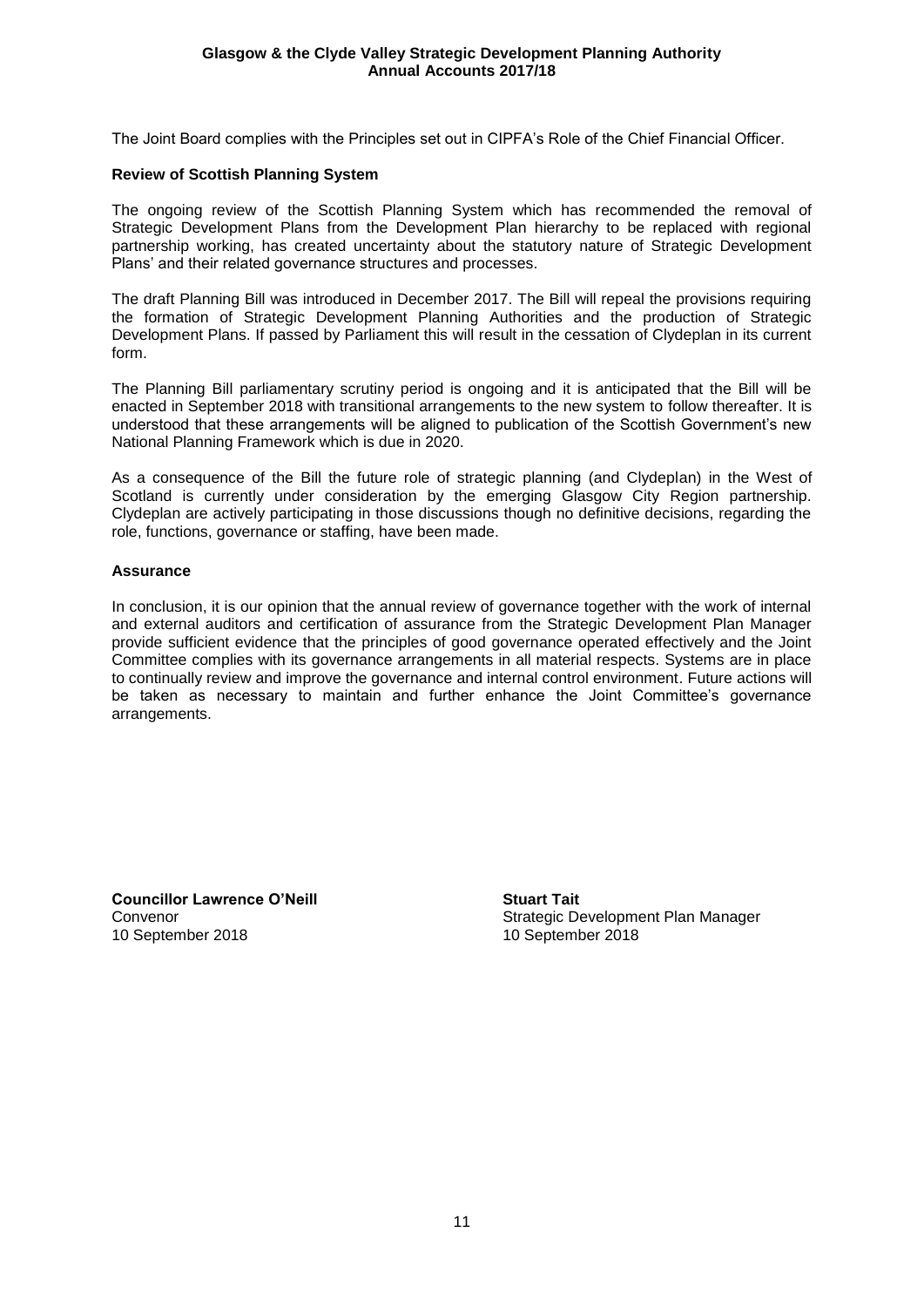The Joint Board complies with the Principles set out in CIPFA's Role of the Chief Financial Officer.

**Review of Scottish Planning System**

The ongoing review of the Scottish Planning System which has recommended the removal of Strategic Development Plans from the Development Plan hierarchy to be replaced with regional partnership working, has created uncertainty about the statutory nature of Strategic Development Plans' and their related governance structures and processes.

The draft Planning Bill was introduced in December 2017. The Bill will repeal the provisions requiring the formation of Strategic Development Planning Authorities and the production of Strategic Development Plans. If passed by Parliament this will result in the cessation of Clydeplan in its current form.

The Planning Bill parliamentary scrutiny period is ongoing and it is anticipated that the Bill will be enacted in September 2018 with transitional arrangements to the new system to follow thereafter. It is understood that these arrangements will be aligned to publication of the Scottish Government's new National Planning Framework which is due in 2020.

As a consequence of the Bill the future role of strategic planning (and Clydeplan) in the West of Scotland is currently under consideration by the emerging Glasgow City Region partnership. Clydeplan are actively participating in those discussions though no definitive decisions, regarding the role, functions, governance or staffing, have been made.

**Assurance**

In conclusion, it is our opinion that the annual review of governance together with the work of internal and external auditors and certification of assurance from the Strategic Development Plan Manager provide sufficient evidence that the principles of good governance operated effectively and the Joint Committee complies with its governance arrangements in all material respects. Systems are in place to continually review and improve the governance and internal control environment. Future actions will be taken as necessary to maintain and further enhance the Joint Committee's governance arrangements.

**Councillor Lawrence O'Neill**
Convenor
10 September 2018

**Stuart Tait**
Strategic Development Plan Manager
10 September 2018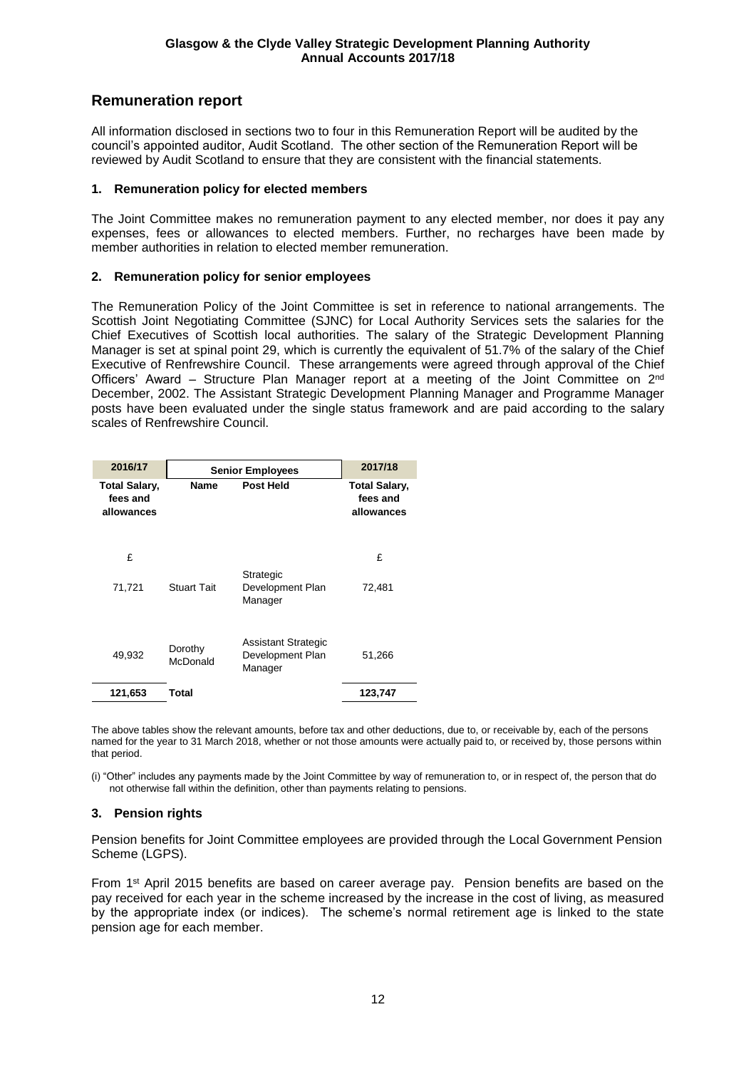## Remuneration report

All information disclosed in sections two to four in this Remuneration Report will be audited by the council's appointed auditor, Audit Scotland. The other section of the Remuneration Report will be reviewed by Audit Scotland to ensure that they are consistent with the financial statements.

### 1. Remuneration policy for elected members

The Joint Committee makes no remuneration payment to any elected member, nor does it pay any expenses, fees or allowances to elected members. Further, no recharges have been made by member authorities in relation to elected member remuneration.

### 2. Remuneration policy for senior employees

The Remuneration Policy of the Joint Committee is set in reference to national arrangements. The Scottish Joint Negotiating Committee (SJNC) for Local Authority Services sets the salaries for the Chief Executives of Scottish local authorities. The salary of the Strategic Development Planning Manager is set at spinal point 29, which is currently the equivalent of 51.7% of the salary of the Chief Executive of Renfrewshire Council. These arrangements were agreed through approval of the Chief Officers' Award – Structure Plan Manager report at a meeting of the Joint Committee on 2nd December, 2002. The Assistant Strategic Development Planning Manager and Programme Manager posts have been evaluated under the single status framework and are paid according to the salary scales of Renfrewshire Council.

| 2016/17 | Senior Employees | | 2017/18 |
|---|---|---|---|
| Total Salary, fees and allowances | Name | Post Held | Total Salary, fees and allowances |
| £ | | | £ |
| 71,721 | Stuart Tait | Strategic Development Plan Manager | 72,481 |
| 49,932 | Dorothy McDonald | Assistant Strategic Development Plan Manager | 51,266 |
| **121,653** | **Total** | | **123,747** |

The above tables show the relevant amounts, before tax and other deductions, due to, or receivable by, each of the persons named for the year to 31 March 2018, whether or not those amounts were actually paid to, or received by, those persons within that period.

(i) "Other" includes any payments made by the Joint Committee by way of remuneration to, or in respect of, the person that do not otherwise fall within the definition, other than payments relating to pensions.

### 3. Pension rights

Pension benefits for Joint Committee employees are provided through the Local Government Pension Scheme (LGPS).

From 1st April 2015 benefits are based on career average pay. Pension benefits are based on the pay received for each year in the scheme increased by the increase in the cost of living, as measured by the appropriate index (or indices). The scheme's normal retirement age is linked to the state pension age for each member.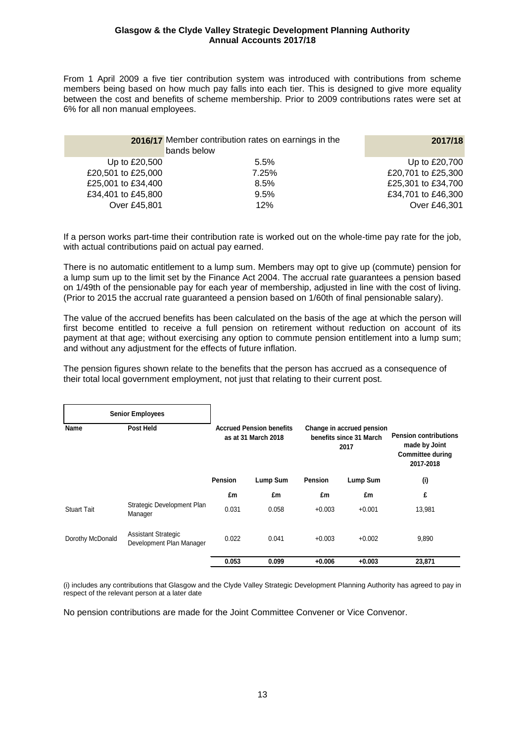From 1 April 2009 a five tier contribution system was introduced with contributions from scheme members being based on how much pay falls into each tier. This is designed to give more equality between the cost and benefits of scheme membership. Prior to 2009 contributions rates were set at 6% for all non manual employees.

| 2016/17 | Member contribution rates on earnings in the bands below | 2017/18 |
|---|---|---|
| Up to £20,500 | 5.5% | Up to £20,700 |
| £20,501 to £25,000 | 7.25% | £20,701 to £25,300 |
| £25,001 to £34,400 | 8.5% | £25,301 to £34,700 |
| £34,401 to £45,800 | 9.5% | £34,701 to £46,300 |
| Over £45,801 | 12% | Over £46,301 |

If a person works part-time their contribution rate is worked out on the whole-time pay rate for the job, with actual contributions paid on actual pay earned.

There is no automatic entitlement to a lump sum. Members may opt to give up (commute) pension for a lump sum up to the limit set by the Finance Act 2004. The accrual rate guarantees a pension based on 1/49th of the pensionable pay for each year of membership, adjusted in line with the cost of living. (Prior to 2015 the accrual rate guaranteed a pension based on 1/60th of final pensionable salary).

The value of the accrued benefits has been calculated on the basis of the age at which the person will first become entitled to receive a full pension on retirement without reduction on account of its payment at that age; without exercising any option to commute pension entitlement into a lump sum; and without any adjustment for the effects of future inflation.

The pension figures shown relate to the benefits that the person has accrued as a consequence of their total local government employment, not just that relating to their current post.

| Senior Employees | | | | | | |
|---|---|---|---|---|---|---|
| **Name** | **Post Held** | **Accrued Pension benefits as at 31 March 2018** | | **Change in accrued pension benefits since 31 March 2017** | | **Pension contributions made by Joint Committee during 2017-2018** |
| | | **Pension** | **Lump Sum** | **Pension** | **Lump Sum** | **(i)** |
| | | **£m** | **£m** | **£m** | **£m** | **£** |
| Stuart Tait | Strategic Development Plan Manager | 0.031 | 0.058 | +0.003 | +0.001 | 13,981 |
| Dorothy McDonald | Assistant Strategic Development Plan Manager | 0.022 | 0.041 | +0.003 | +0.002 | 9,890 |
| | | **0.053** | **0.099** | **+0.006** | **+0.003** | **23,871** |

(i) includes any contributions that Glasgow and the Clyde Valley Strategic Development Planning Authority has agreed to pay in respect of the relevant person at a later date

No pension contributions are made for the Joint Committee Convener or Vice Convenor.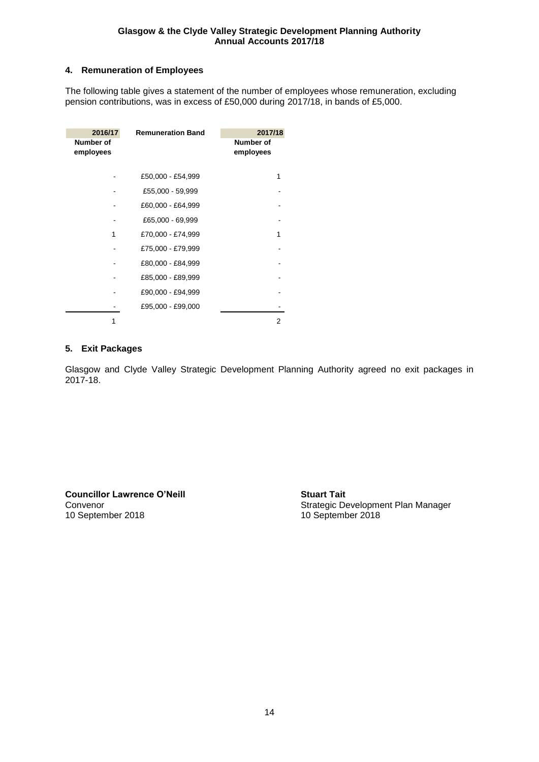## 4. Remuneration of Employees

The following table gives a statement of the number of employees whose remuneration, excluding pension contributions, was in excess of £50,000 during 2017/18, in bands of £5,000.

| 2016/17 Number of employees | Remuneration Band | 2017/18 Number of employees |
|---|---|---|
| - | £50,000 - £54,999 | 1 |
| - | £55,000 - 59,999 | - |
| - | £60,000 - £64,999 | - |
| - | £65,000 - 69,999 | - |
| 1 | £70,000 - £74,999 | 1 |
| - | £75,000 - £79,999 | - |
| - | £80,000 - £84,999 | - |
| - | £85,000 - £89,999 | - |
| - | £90,000 - £94,999 | - |
| - | £95,000 - £99,000 | - |
| 1 | | 2 |

## 5. Exit Packages

Glasgow and Clyde Valley Strategic Development Planning Authority agreed no exit packages in 2017-18.

**Councillor Lawrence O'Neill**
Convenor
10 September 2018

**Stuart Tait**
Strategic Development Plan Manager
10 September 2018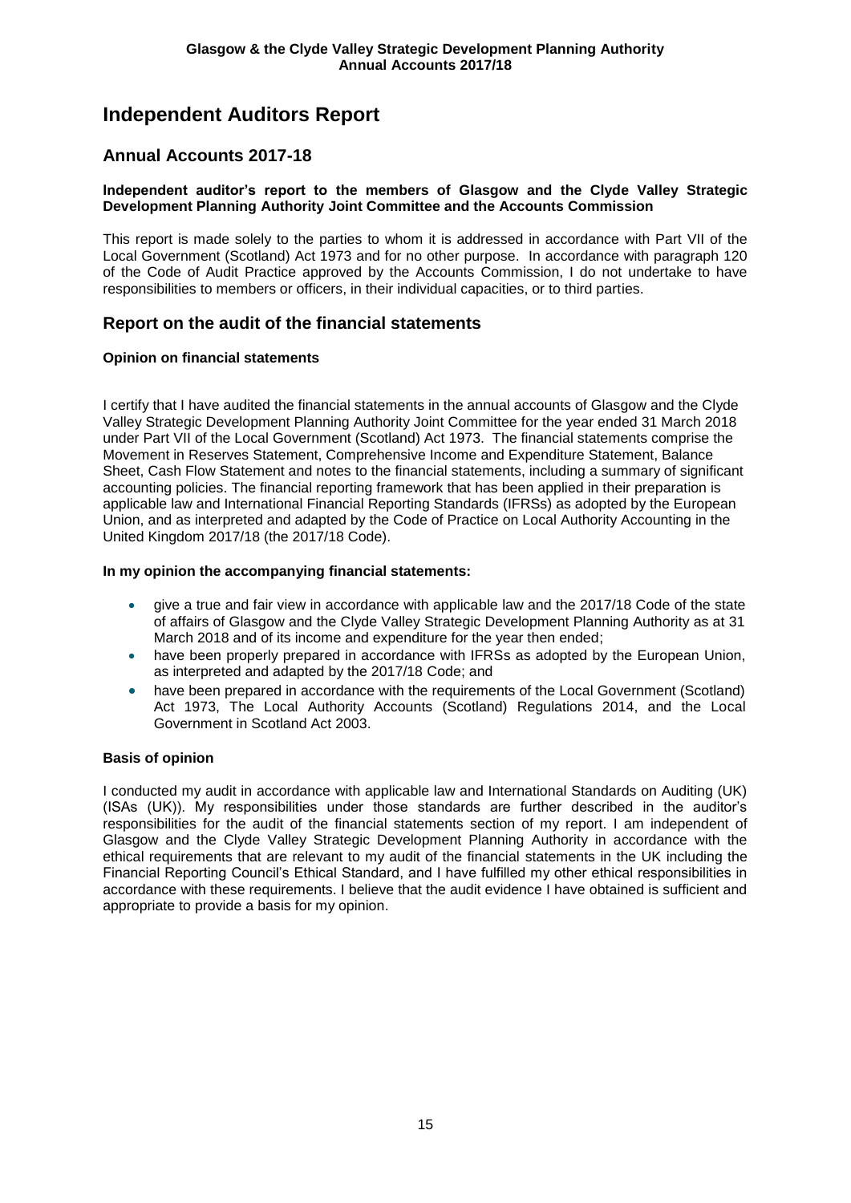# Independent Auditors Report

## Annual Accounts 2017-18

**Independent auditor's report to the members of Glasgow and the Clyde Valley Strategic Development Planning Authority Joint Committee and the Accounts Commission**

This report is made solely to the parties to whom it is addressed in accordance with Part VII of the Local Government (Scotland) Act 1973 and for no other purpose. In accordance with paragraph 120 of the Code of Audit Practice approved by the Accounts Commission, I do not undertake to have responsibilities to members or officers, in their individual capacities, or to third parties.

## Report on the audit of the financial statements

**Opinion on financial statements**

I certify that I have audited the financial statements in the annual accounts of Glasgow and the Clyde Valley Strategic Development Planning Authority Joint Committee for the year ended 31 March 2018 under Part VII of the Local Government (Scotland) Act 1973. The financial statements comprise the Movement in Reserves Statement, Comprehensive Income and Expenditure Statement, Balance Sheet, Cash Flow Statement and notes to the financial statements, including a summary of significant accounting policies. The financial reporting framework that has been applied in their preparation is applicable law and International Financial Reporting Standards (IFRSs) as adopted by the European Union, and as interpreted and adapted by the Code of Practice on Local Authority Accounting in the United Kingdom 2017/18 (the 2017/18 Code).

**In my opinion the accompanying financial statements:**

- give a true and fair view in accordance with applicable law and the 2017/18 Code of the state of affairs of Glasgow and the Clyde Valley Strategic Development Planning Authority as at 31 March 2018 and of its income and expenditure for the year then ended;
- have been properly prepared in accordance with IFRSs as adopted by the European Union, as interpreted and adapted by the 2017/18 Code; and
- have been prepared in accordance with the requirements of the Local Government (Scotland) Act 1973, The Local Authority Accounts (Scotland) Regulations 2014, and the Local Government in Scotland Act 2003.

**Basis of opinion**

I conducted my audit in accordance with applicable law and International Standards on Auditing (UK) (ISAs (UK)). My responsibilities under those standards are further described in the auditor's responsibilities for the audit of the financial statements section of my report. I am independent of Glasgow and the Clyde Valley Strategic Development Planning Authority in accordance with the ethical requirements that are relevant to my audit of the financial statements in the UK including the Financial Reporting Council's Ethical Standard, and I have fulfilled my other ethical responsibilities in accordance with these requirements. I believe that the audit evidence I have obtained is sufficient and appropriate to provide a basis for my opinion.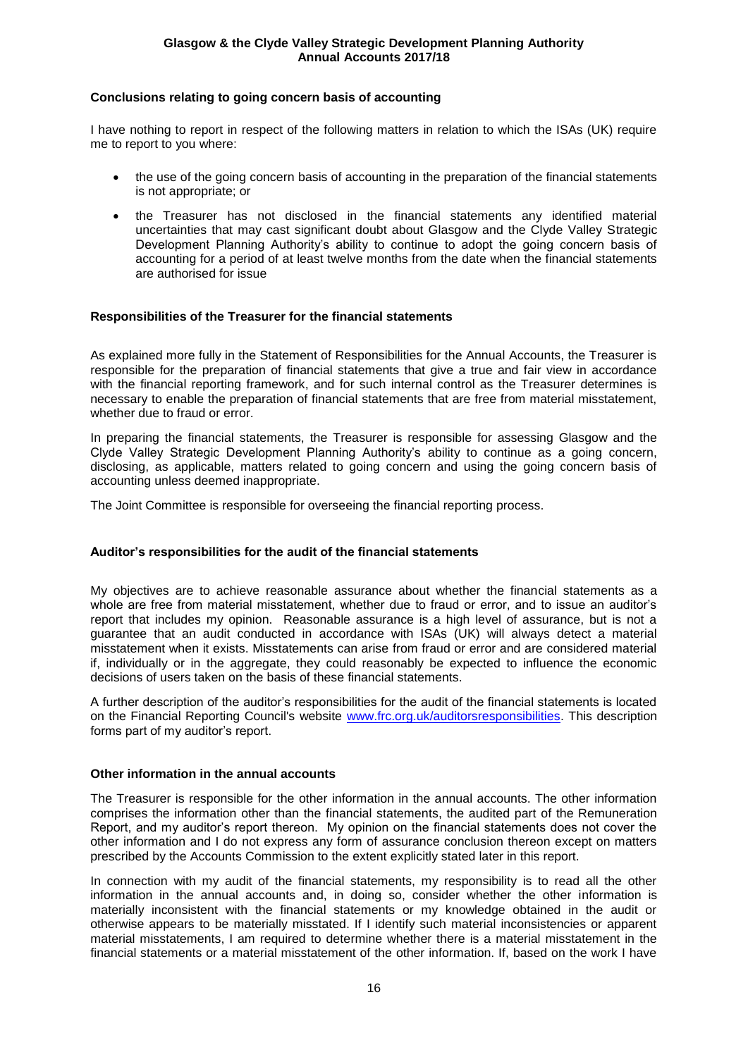### Conclusions relating to going concern basis of accounting

I have nothing to report in respect of the following matters in relation to which the ISAs (UK) require me to report to you where:

- the use of the going concern basis of accounting in the preparation of the financial statements is not appropriate; or
- the Treasurer has not disclosed in the financial statements any identified material uncertainties that may cast significant doubt about Glasgow and the Clyde Valley Strategic Development Planning Authority's ability to continue to adopt the going concern basis of accounting for a period of at least twelve months from the date when the financial statements are authorised for issue

### Responsibilities of the Treasurer for the financial statements

As explained more fully in the Statement of Responsibilities for the Annual Accounts, the Treasurer is responsible for the preparation of financial statements that give a true and fair view in accordance with the financial reporting framework, and for such internal control as the Treasurer determines is necessary to enable the preparation of financial statements that are free from material misstatement, whether due to fraud or error.

In preparing the financial statements, the Treasurer is responsible for assessing Glasgow and the Clyde Valley Strategic Development Planning Authority's ability to continue as a going concern, disclosing, as applicable, matters related to going concern and using the going concern basis of accounting unless deemed inappropriate.

The Joint Committee is responsible for overseeing the financial reporting process.

### Auditor's responsibilities for the audit of the financial statements

My objectives are to achieve reasonable assurance about whether the financial statements as a whole are free from material misstatement, whether due to fraud or error, and to issue an auditor's report that includes my opinion. Reasonable assurance is a high level of assurance, but is not a guarantee that an audit conducted in accordance with ISAs (UK) will always detect a material misstatement when it exists. Misstatements can arise from fraud or error and are considered material if, individually or in the aggregate, they could reasonably be expected to influence the economic decisions of users taken on the basis of these financial statements.

A further description of the auditor's responsibilities for the audit of the financial statements is located on the Financial Reporting Council's website [www.frc.org.uk/auditorsresponsibilities](http://www.frc.org.uk/auditorsresponsibilities). This description forms part of my auditor's report.

### Other information in the annual accounts

The Treasurer is responsible for the other information in the annual accounts. The other information comprises the information other than the financial statements, the audited part of the Remuneration Report, and my auditor's report thereon. My opinion on the financial statements does not cover the other information and I do not express any form of assurance conclusion thereon except on matters prescribed by the Accounts Commission to the extent explicitly stated later in this report.

In connection with my audit of the financial statements, my responsibility is to read all the other information in the annual accounts and, in doing so, consider whether the other information is materially inconsistent with the financial statements or my knowledge obtained in the audit or otherwise appears to be materially misstated. If I identify such material inconsistencies or apparent material misstatements, I am required to determine whether there is a material misstatement in the financial statements or a material misstatement of the other information. If, based on the work I have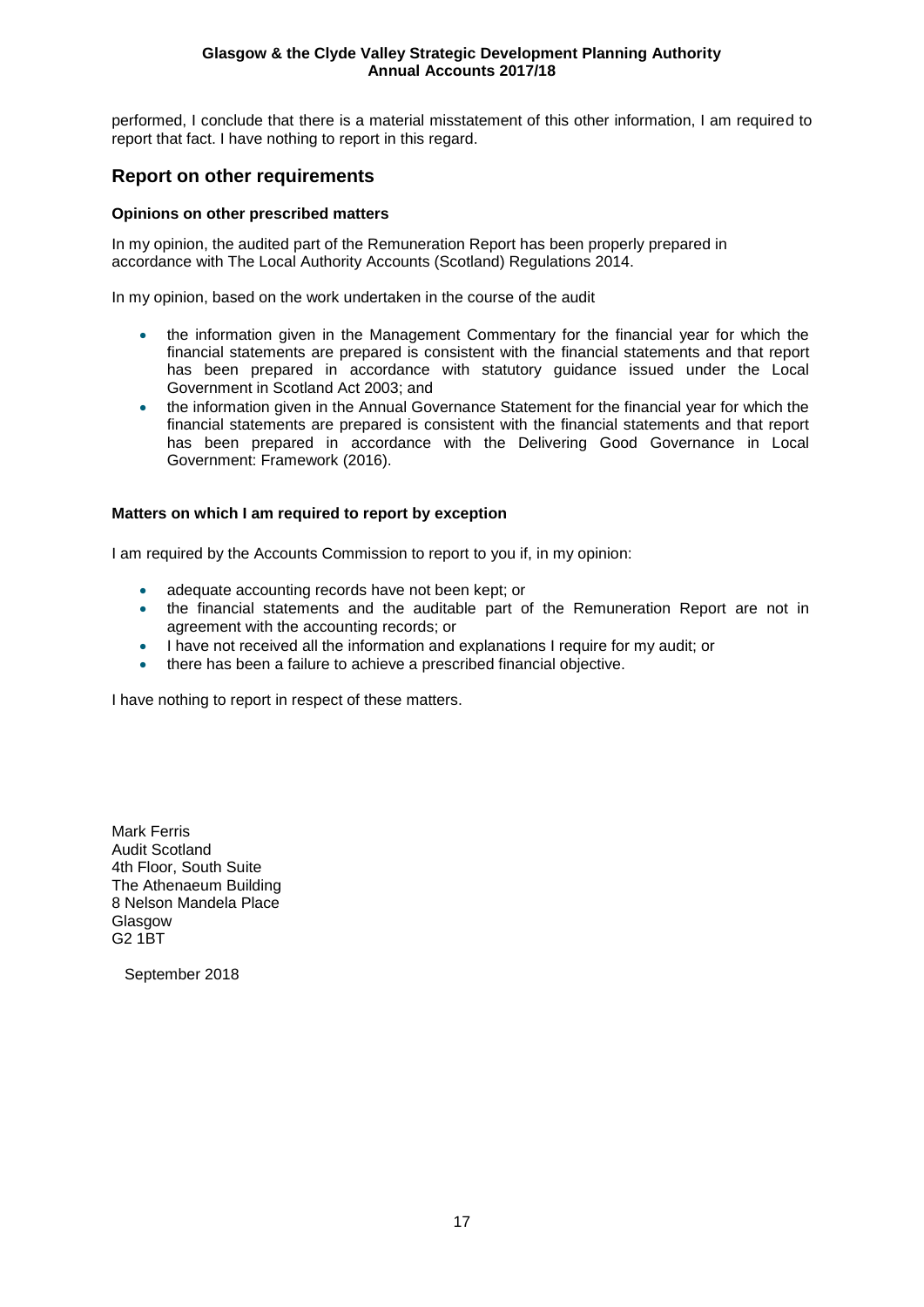performed, I conclude that there is a material misstatement of this other information, I am required to report that fact. I have nothing to report in this regard.

## Report on other requirements

### Opinions on other prescribed matters

In my opinion, the audited part of the Remuneration Report has been properly prepared in accordance with The Local Authority Accounts (Scotland) Regulations 2014.

In my opinion, based on the work undertaken in the course of the audit

- the information given in the Management Commentary for the financial year for which the financial statements are prepared is consistent with the financial statements and that report has been prepared in accordance with statutory guidance issued under the Local Government in Scotland Act 2003; and
- the information given in the Annual Governance Statement for the financial year for which the financial statements are prepared is consistent with the financial statements and that report has been prepared in accordance with the Delivering Good Governance in Local Government: Framework (2016).

### Matters on which I am required to report by exception

I am required by the Accounts Commission to report to you if, in my opinion:

- adequate accounting records have not been kept; or
- the financial statements and the auditable part of the Remuneration Report are not in agreement with the accounting records; or
- I have not received all the information and explanations I require for my audit; or
- there has been a failure to achieve a prescribed financial objective.

I have nothing to report in respect of these matters.

Mark Ferris
Audit Scotland
4th Floor, South Suite
The Athenaeum Building
8 Nelson Mandela Place
Glasgow
G2 1BT

September 2018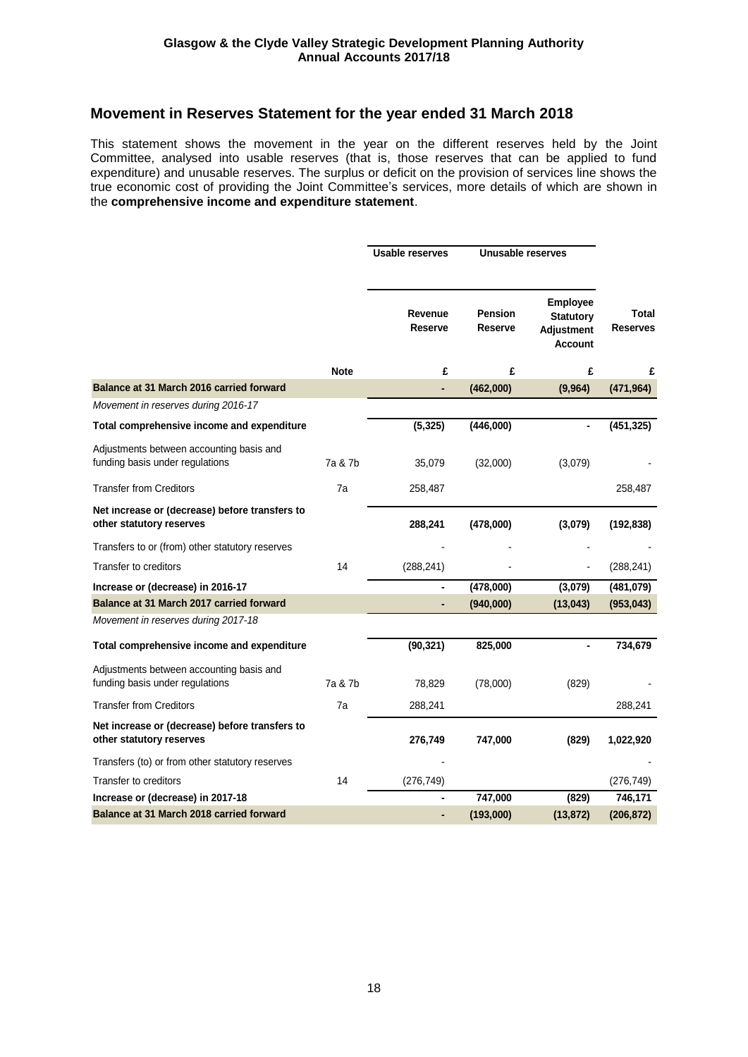## Movement in Reserves Statement for the year ended 31 March 2018

This statement shows the movement in the year on the different reserves held by the Joint Committee, analysed into usable reserves (that is, those reserves that can be applied to fund expenditure) and unusable reserves. The surplus or deficit on the provision of services line shows the true economic cost of providing the Joint Committee's services, more details of which are shown in the **comprehensive income and expenditure statement**.

| | | Usable reserves | Unusable reserves | | |
|---|---|---|---|---|---|
| | | Revenue Reserve | Pension Reserve | Employee Statutory Adjustment Account | Total Reserves |
| | **Note** | **£** | **£** | **£** | **£** |
| **Balance at 31 March 2016 carried forward** | | **-** | **(462,000)** | **(9,964)** | **(471,964)** |
| *Movement in reserves during 2016-17* | | | | | |
| **Total comprehensive income and expenditure** | | **(5,325)** | **(446,000)** | **-** | **(451,325)** |
| Adjustments between accounting basis and funding basis under regulations | 7a & 7b | 35,079 | (32,000) | (3,079) | - |
| Transfer from Creditors | 7a | 258,487 | | | 258,487 |
| **Net increase or (decrease) before transfers to other statutory reserves** | | **288,241** | **(478,000)** | **(3,079)** | **(192,838)** |
| Transfers to or (from) other statutory reserves | | - | - | - | - |
| Transfer to creditors | 14 | (288,241) | - | - | (288,241) |
| **Increase or (decrease) in 2016-17** | | **-** | **(478,000)** | **(3,079)** | **(481,079)** |
| **Balance at 31 March 2017 carried forward** | | **-** | **(940,000)** | **(13,043)** | **(953,043)** |
| *Movement in reserves during 2017-18* | | | | | |
| **Total comprehensive income and expenditure** | | **(90,321)** | **825,000** | **-** | **734,679** |
| Adjustments between accounting basis and funding basis under regulations | 7a & 7b | 78,829 | (78,000) | (829) | - |
| Transfer from Creditors | 7a | 288,241 | | | 288,241 |
| **Net increase or (decrease) before transfers to other statutory reserves** | | **276,749** | **747,000** | **(829)** | **1,022,920** |
| Transfers (to) or from other statutory reserves | | - | | | - |
| Transfer to creditors | 14 | (276,749) | | | (276,749) |
| **Increase or (decrease) in 2017-18** | | **-** | **747,000** | **(829)** | **746,171** |
| **Balance at 31 March 2018 carried forward** | | **-** | **(193,000)** | **(13,872)** | **(206,872)** |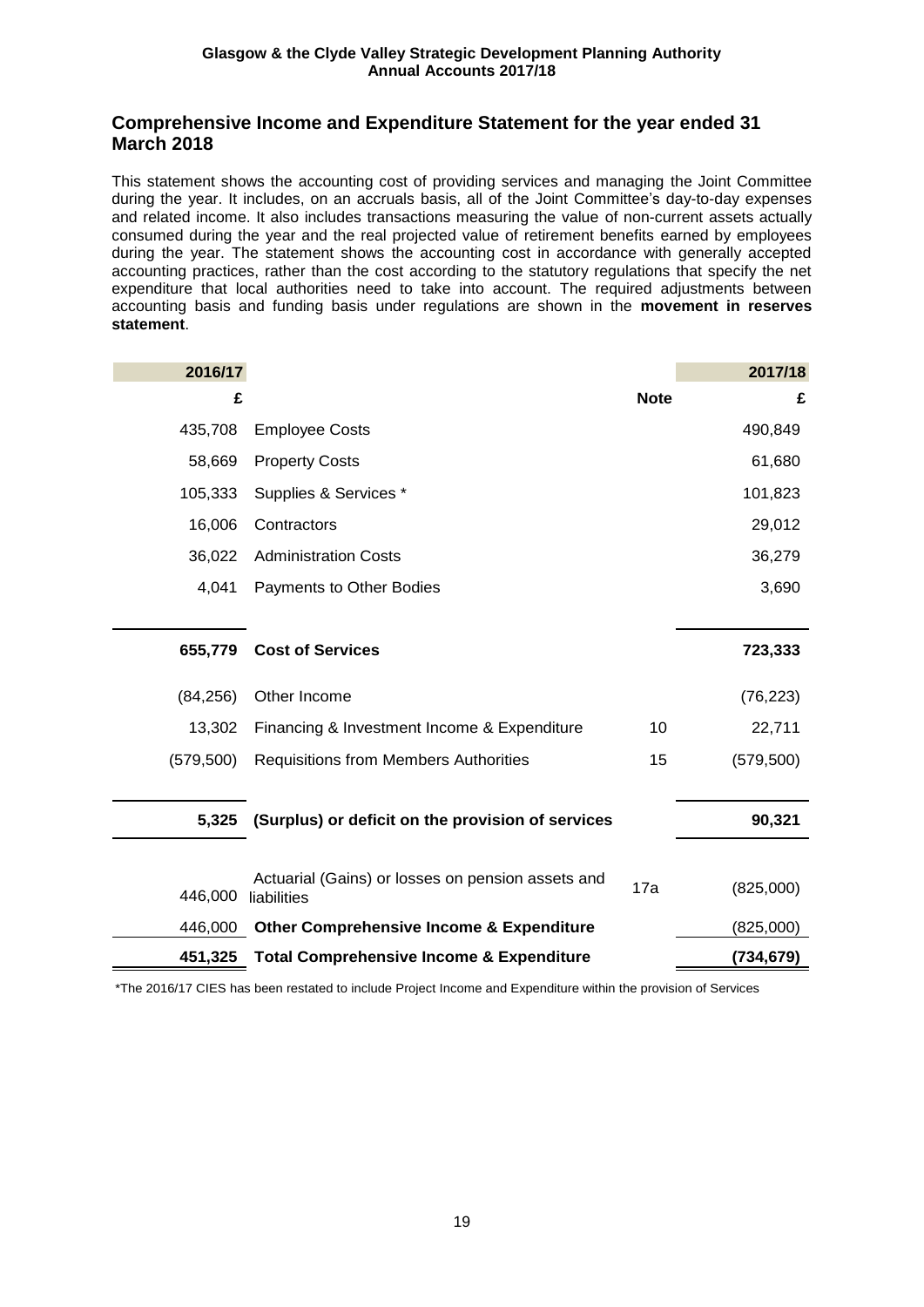## Comprehensive Income and Expenditure Statement for the year ended 31 March 2018

This statement shows the accounting cost of providing services and managing the Joint Committee during the year. It includes, on an accruals basis, all of the Joint Committee's day-to-day expenses and related income. It also includes transactions measuring the value of non-current assets actually consumed during the year and the real projected value of retirement benefits earned by employees during the year. The statement shows the accounting cost in accordance with generally accepted accounting practices, rather than the cost according to the statutory regulations that specify the net expenditure that local authorities need to take into account. The required adjustments between accounting basis and funding basis under regulations are shown in the **movement in reserves statement**.

| 2016/17 | | | 2017/18 |
|---|---|---|---|
| £ | | Note | £ |
| 435,708 | Employee Costs | | 490,849 |
| 58,669 | Property Costs | | 61,680 |
| 105,333 | Supplies & Services * | | 101,823 |
| 16,006 | Contractors | | 29,012 |
| 36,022 | Administration Costs | | 36,279 |
| 4,041 | Payments to Other Bodies | | 3,690 |
| **655,779** | **Cost of Services** | | **723,333** |
| (84,256) | Other Income | | (76,223) |
| 13,302 | Financing & Investment Income & Expenditure | 10 | 22,711 |
| (579,500) | Requisitions from Members Authorities | 15 | (579,500) |
| **5,325** | **(Surplus) or deficit on the provision of services** | | **90,321** |
| 446,000 | Actuarial (Gains) or losses on pension assets and liabilities | 17a | (825,000) |
| 446,000 | **Other Comprehensive Income & Expenditure** | | (825,000) |
| **451,325** | **Total Comprehensive Income & Expenditure** | | **(734,679)** |

*The 2016/17 CIES has been restated to include Project Income and Expenditure within the provision of Services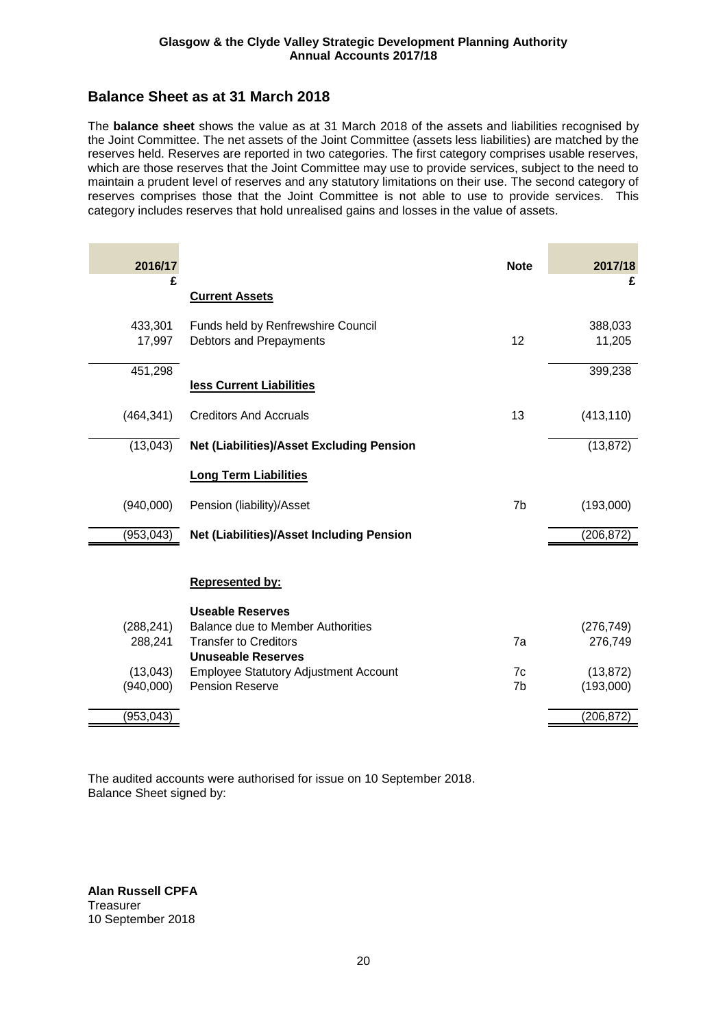## Balance Sheet as at 31 March 2018

The **balance sheet** shows the value as at 31 March 2018 of the assets and liabilities recognised by the Joint Committee. The net assets of the Joint Committee (assets less liabilities) are matched by the reserves held. Reserves are reported in two categories. The first category comprises usable reserves, which are those reserves that the Joint Committee may use to provide services, subject to the need to maintain a prudent level of reserves and any statutory limitations on their use. The second category of reserves comprises those that the Joint Committee is not able to use to provide services. This category includes reserves that hold unrealised gains and losses in the value of assets.

| 2016/17 £ | | Note | 2017/18 £ |
|---|---|---|---|
| | **Current Assets** | | |
| 433,301 | Funds held by Renfrewshire Council | | 388,033 |
| 17,997 | Debtors and Prepayments | 12 | 11,205 |
| 451,298 | | | 399,238 |
| | **less Current Liabilities** | | |
| (464,341) | Creditors And Accruals | 13 | (413,110) |
| (13,043) | **Net (Liabilities)/Asset Excluding Pension** | | (13,872) |
| | **Long Term Liabilities** | | |
| (940,000) | Pension (liability)/Asset | 7b | (193,000) |
| (953,043) | **Net (Liabilities)/Asset Including Pension** | | (206,872) |
| | **Represented by:** | | |
| | **Useable Reserves** | | |
| (288,241) | Balance due to Member Authorities | | (276,749) |
| 288,241 | Transfer to Creditors | 7a | 276,749 |
| | **Unuseable Reserves** | | |
| (13,043) | Employee Statutory Adjustment Account | 7c | (13,872) |
| (940,000) | Pension Reserve | 7b | (193,000) |
| (953,043) | | | (206,872) |

The audited accounts were authorised for issue on 10 September 2018.
Balance Sheet signed by:

**Alan Russell CPFA**
Treasurer
10 September 2018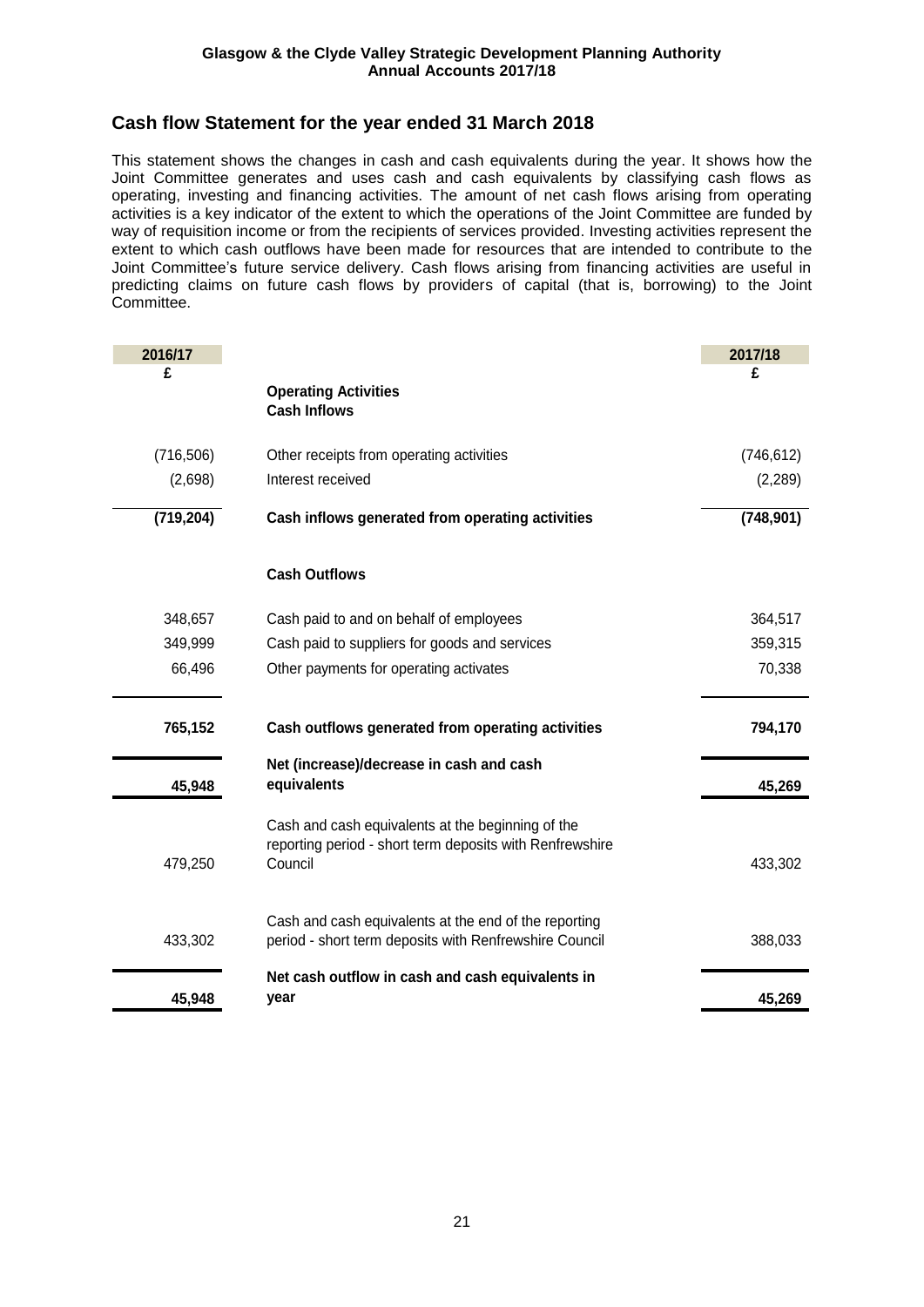## Cash flow Statement for the year ended 31 March 2018

This statement shows the changes in cash and cash equivalents during the year. It shows how the Joint Committee generates and uses cash and cash equivalents by classifying cash flows as operating, investing and financing activities. The amount of net cash flows arising from operating activities is a key indicator of the extent to which the operations of the Joint Committee are funded by way of requisition income or from the recipients of services provided. Investing activities represent the extent to which cash outflows have been made for resources that are intended to contribute to the Joint Committee's future service delivery. Cash flows arising from financing activities are useful in predicting claims on future cash flows by providers of capital (that is, borrowing) to the Joint Committee.

| 2016/17 £ | | 2017/18 £ |
|---|---|---|
| | **Operating Activities** | |
| | **Cash Inflows** | |
| (716,506) | Other receipts from operating activities | (746,612) |
| (2,698) | Interest received | (2,289) |
| **(719,204)** | **Cash inflows generated from operating activities** | **(748,901)** |
| | **Cash Outflows** | |
| 348,657 | Cash paid to and on behalf of employees | 364,517 |
| 349,999 | Cash paid to suppliers for goods and services | 359,315 |
| 66,496 | Other payments for operating activates | 70,338 |
| **765,152** | **Cash outflows generated from operating activities** | **794,170** |
| **45,948** | **Net (increase)/decrease in cash and cash equivalents** | **45,269** |
| 479,250 | Cash and cash equivalents at the beginning of the reporting period - short term deposits with Renfrewshire Council | 433,302 |
| 433,302 | Cash and cash equivalents at the end of the reporting period - short term deposits with Renfrewshire Council | 388,033 |
| **45,948** | **Net cash outflow in cash and cash equivalents in year** | **45,269** |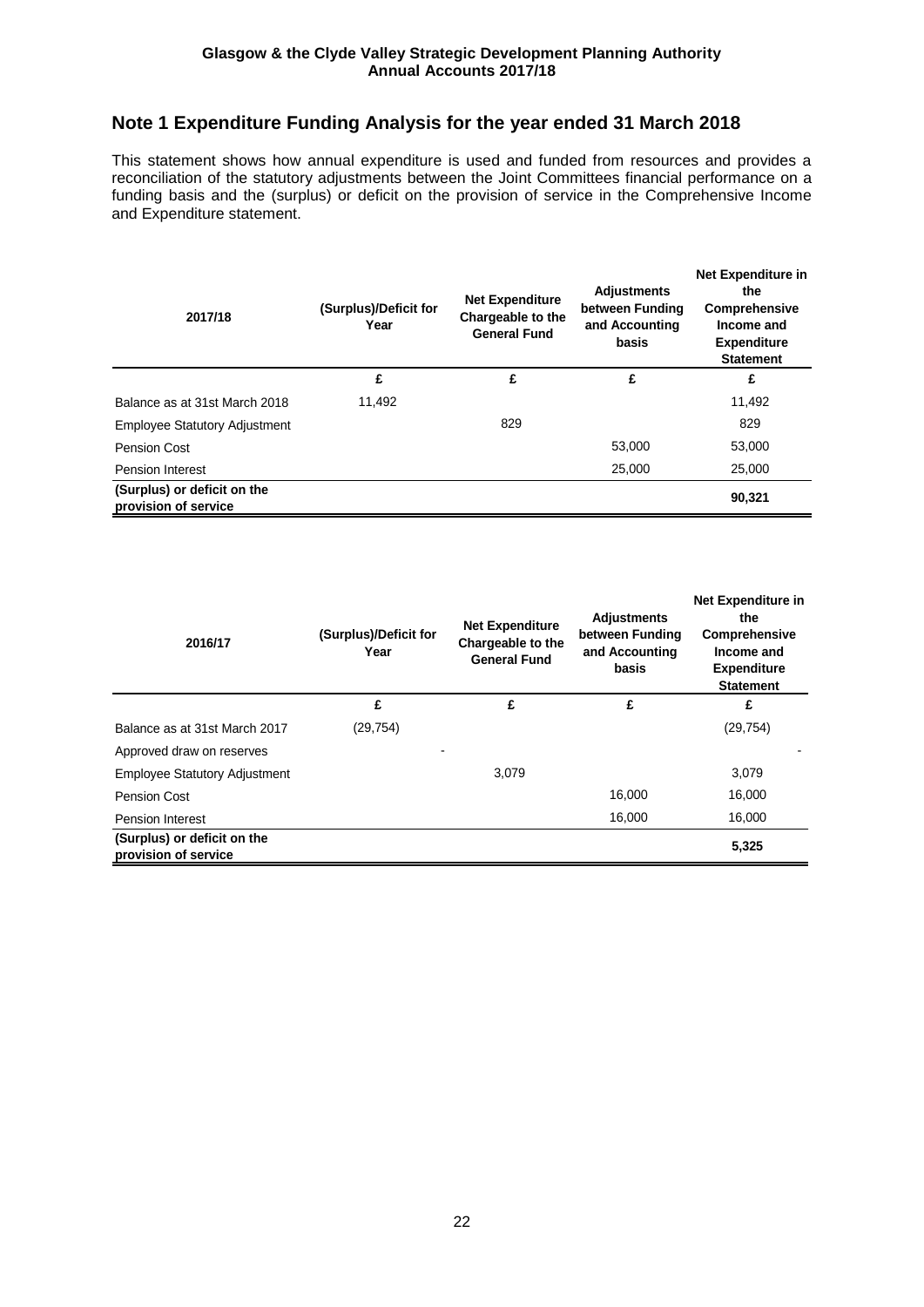# Note 1 Expenditure Funding Analysis for the year ended 31 March 2018

This statement shows how annual expenditure is used and funded from resources and provides a reconciliation of the statutory adjustments between the Joint Committees financial performance on a funding basis and the (surplus) or deficit on the provision of service in the Comprehensive Income and Expenditure statement.

| 2017/18 | (Surplus)/Deficit for Year | Net Expenditure Chargeable to the General Fund | Adjustments between Funding and Accounting basis | Net Expenditure in the Comprehensive Income and Expenditure Statement |
|---|---|---|---|---|
| | £ | £ | £ | £ |
| Balance as at 31st March 2018 | 11,492 | | | 11,492 |
| Employee Statutory Adjustment | | 829 | | 829 |
| Pension Cost | | | 53,000 | 53,000 |
| Pension Interest | | | 25,000 | 25,000 |
| **(Surplus) or deficit on the provision of service** | | | | **90,321** |

| 2016/17 | (Surplus)/Deficit for Year | Net Expenditure Chargeable to the General Fund | Adjustments between Funding and Accounting basis | Net Expenditure in the Comprehensive Income and Expenditure Statement |
|---|---|---|---|---|
| | £ | £ | £ | £ |
| Balance as at 31st March 2017 | (29,754) | | | (29,754) |
| Approved draw on reserves | - | | | - |
| Employee Statutory Adjustment | | 3,079 | | 3,079 |
| Pension Cost | | | 16,000 | 16,000 |
| Pension Interest | | | 16,000 | 16,000 |
| **(Surplus) or deficit on the provision of service** | | | | **5,325** |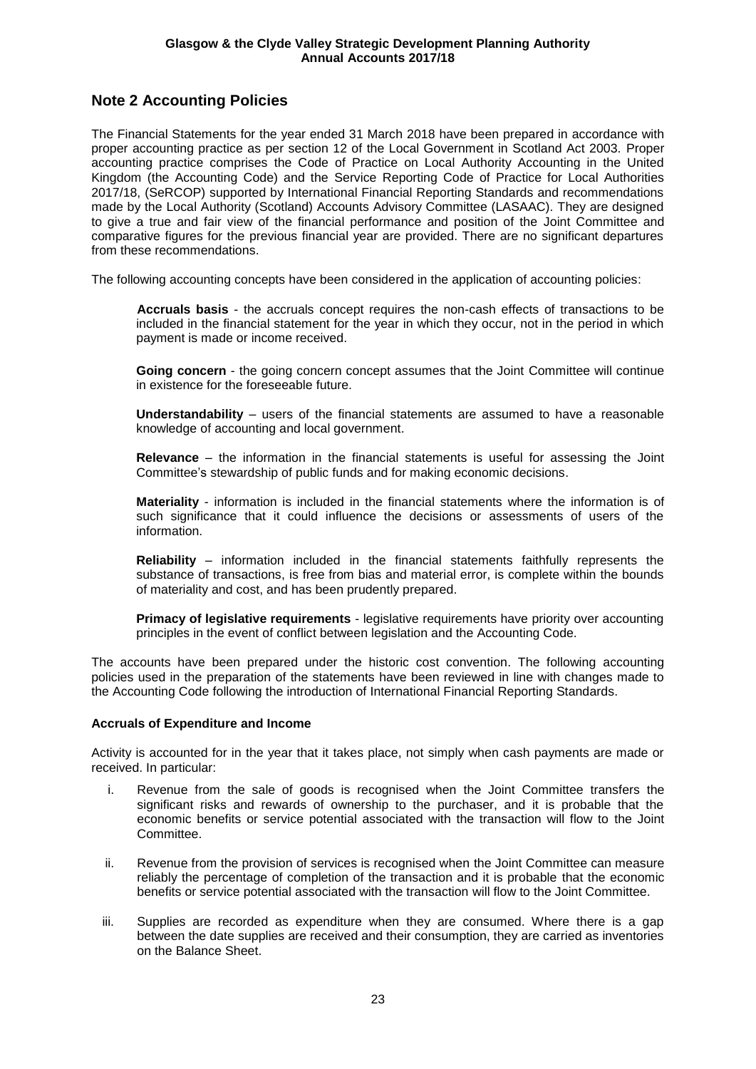## Note 2 Accounting Policies

The Financial Statements for the year ended 31 March 2018 have been prepared in accordance with proper accounting practice as per section 12 of the Local Government in Scotland Act 2003. Proper accounting practice comprises the Code of Practice on Local Authority Accounting in the United Kingdom (the Accounting Code) and the Service Reporting Code of Practice for Local Authorities 2017/18, (SeRCOP) supported by International Financial Reporting Standards and recommendations made by the Local Authority (Scotland) Accounts Advisory Committee (LASAAC). They are designed to give a true and fair view of the financial performance and position of the Joint Committee and comparative figures for the previous financial year are provided. There are no significant departures from these recommendations.

The following accounting concepts have been considered in the application of accounting policies:

**Accruals basis** - the accruals concept requires the non-cash effects of transactions to be included in the financial statement for the year in which they occur, not in the period in which payment is made or income received.

**Going concern** - the going concern concept assumes that the Joint Committee will continue in existence for the foreseeable future.

**Understandability** – users of the financial statements are assumed to have a reasonable knowledge of accounting and local government.

**Relevance** – the information in the financial statements is useful for assessing the Joint Committee's stewardship of public funds and for making economic decisions.

**Materiality** - information is included in the financial statements where the information is of such significance that it could influence the decisions or assessments of users of the information.

**Reliability** – information included in the financial statements faithfully represents the substance of transactions, is free from bias and material error, is complete within the bounds of materiality and cost, and has been prudently prepared.

**Primacy of legislative requirements** - legislative requirements have priority over accounting principles in the event of conflict between legislation and the Accounting Code.

The accounts have been prepared under the historic cost convention. The following accounting policies used in the preparation of the statements have been reviewed in line with changes made to the Accounting Code following the introduction of International Financial Reporting Standards.

**Accruals of Expenditure and Income**

Activity is accounted for in the year that it takes place, not simply when cash payments are made or received. In particular:

i. Revenue from the sale of goods is recognised when the Joint Committee transfers the significant risks and rewards of ownership to the purchaser, and it is probable that the economic benefits or service potential associated with the transaction will flow to the Joint Committee.

ii. Revenue from the provision of services is recognised when the Joint Committee can measure reliably the percentage of completion of the transaction and it is probable that the economic benefits or service potential associated with the transaction will flow to the Joint Committee.

iii. Supplies are recorded as expenditure when they are consumed. Where there is a gap between the date supplies are received and their consumption, they are carried as inventories on the Balance Sheet.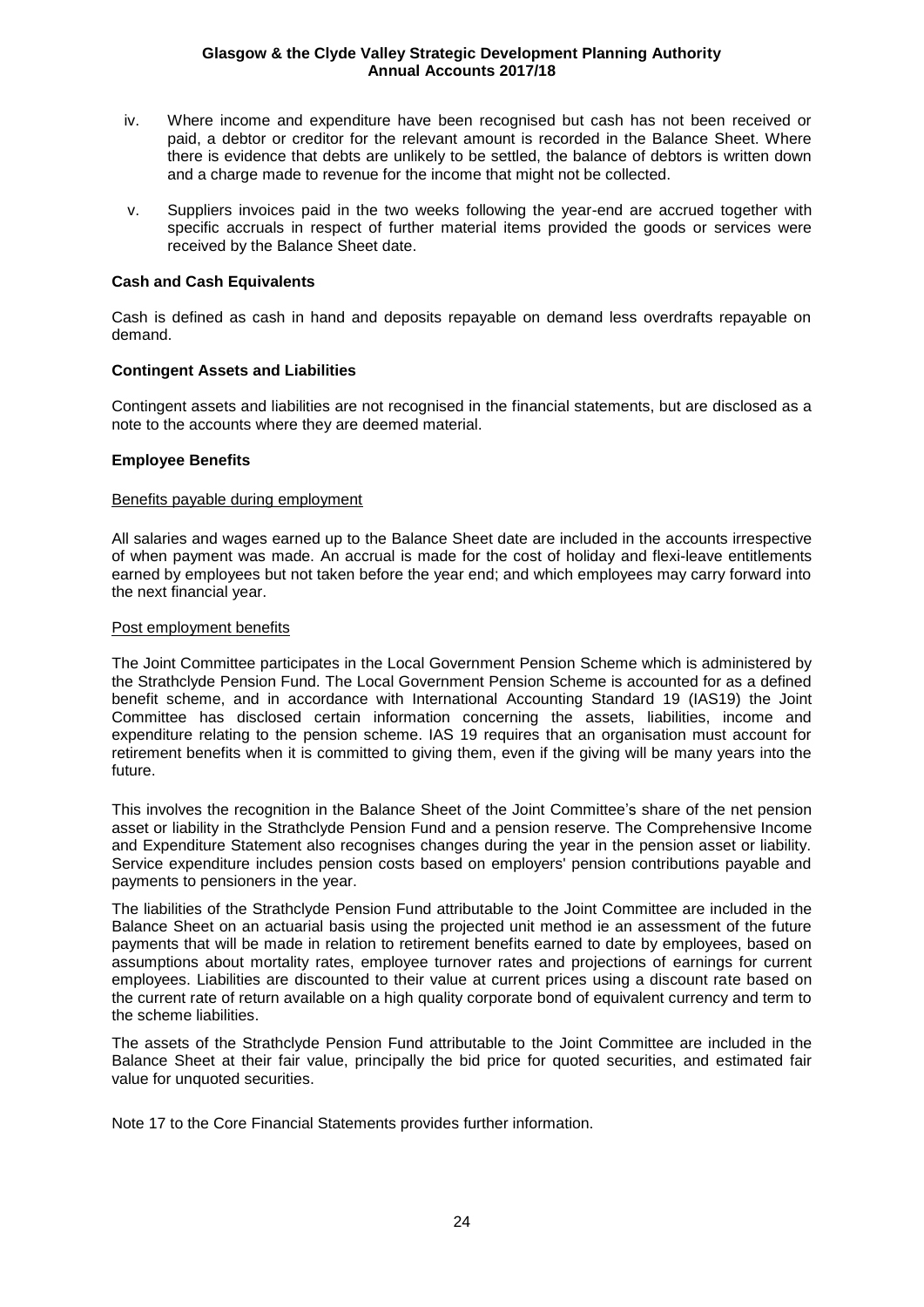iv. Where income and expenditure have been recognised but cash has not been received or paid, a debtor or creditor for the relevant amount is recorded in the Balance Sheet. Where there is evidence that debts are unlikely to be settled, the balance of debtors is written down and a charge made to revenue for the income that might not be collected.

v. Suppliers invoices paid in the two weeks following the year-end are accrued together with specific accruals in respect of further material items provided the goods or services were received by the Balance Sheet date.

**Cash and Cash Equivalents**

Cash is defined as cash in hand and deposits repayable on demand less overdrafts repayable on demand.

**Contingent Assets and Liabilities**

Contingent assets and liabilities are not recognised in the financial statements, but are disclosed as a note to the accounts where they are deemed material.

**Employee Benefits**

Benefits payable during employment

All salaries and wages earned up to the Balance Sheet date are included in the accounts irrespective of when payment was made. An accrual is made for the cost of holiday and flexi-leave entitlements earned by employees but not taken before the year end; and which employees may carry forward into the next financial year.

Post employment benefits

The Joint Committee participates in the Local Government Pension Scheme which is administered by the Strathclyde Pension Fund. The Local Government Pension Scheme is accounted for as a defined benefit scheme, and in accordance with International Accounting Standard 19 (IAS19) the Joint Committee has disclosed certain information concerning the assets, liabilities, income and expenditure relating to the pension scheme. IAS 19 requires that an organisation must account for retirement benefits when it is committed to giving them, even if the giving will be many years into the future.

This involves the recognition in the Balance Sheet of the Joint Committee's share of the net pension asset or liability in the Strathclyde Pension Fund and a pension reserve. The Comprehensive Income and Expenditure Statement also recognises changes during the year in the pension asset or liability. Service expenditure includes pension costs based on employers' pension contributions payable and payments to pensioners in the year.

The liabilities of the Strathclyde Pension Fund attributable to the Joint Committee are included in the Balance Sheet on an actuarial basis using the projected unit method ie an assessment of the future payments that will be made in relation to retirement benefits earned to date by employees, based on assumptions about mortality rates, employee turnover rates and projections of earnings for current employees. Liabilities are discounted to their value at current prices using a discount rate based on the current rate of return available on a high quality corporate bond of equivalent currency and term to the scheme liabilities.

The assets of the Strathclyde Pension Fund attributable to the Joint Committee are included in the Balance Sheet at their fair value, principally the bid price for quoted securities, and estimated fair value for unquoted securities.

Note 17 to the Core Financial Statements provides further information.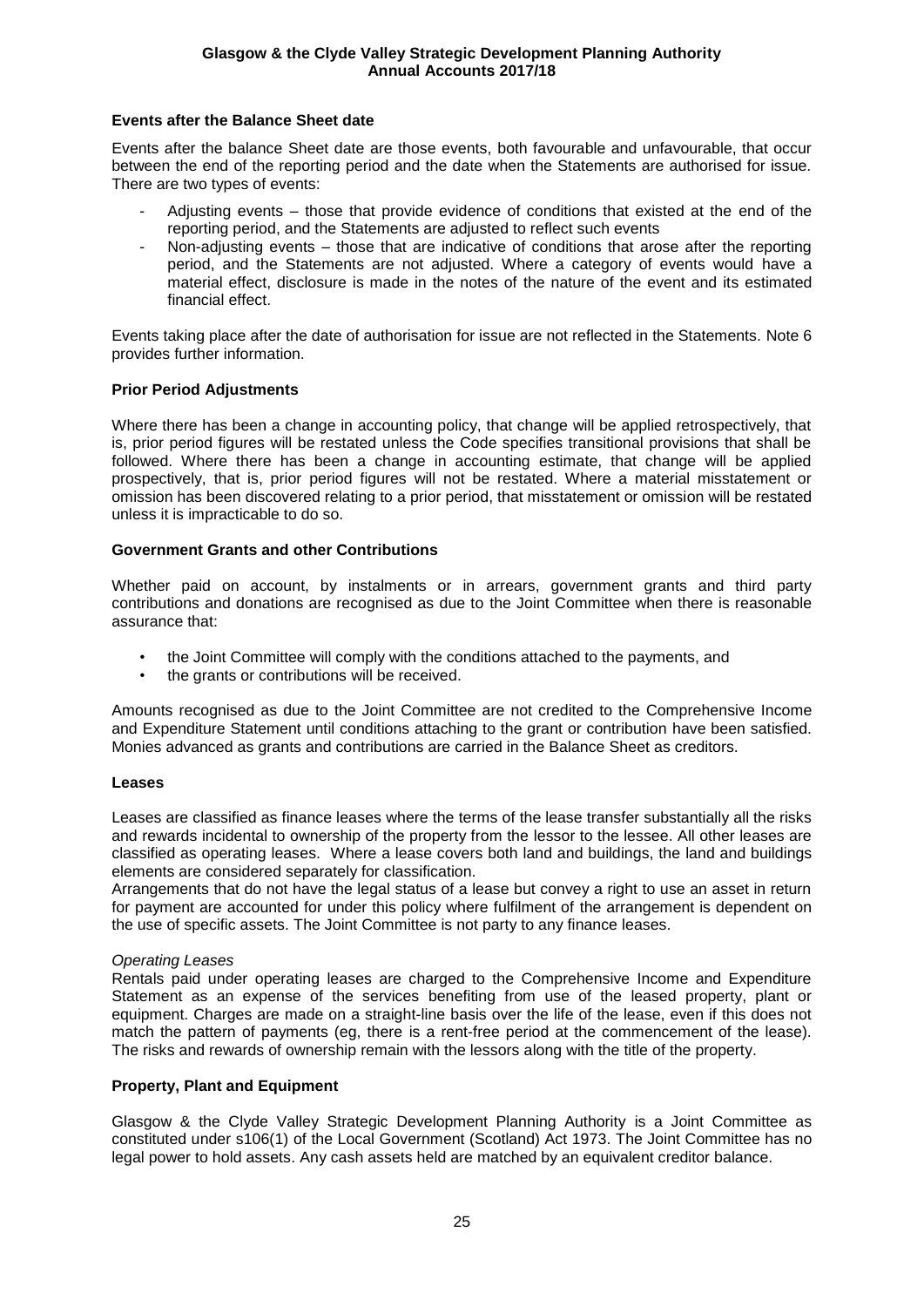## Events after the Balance Sheet date

Events after the balance Sheet date are those events, both favourable and unfavourable, that occur between the end of the reporting period and the date when the Statements are authorised for issue. There are two types of events:

- Adjusting events – those that provide evidence of conditions that existed at the end of the reporting period, and the Statements are adjusted to reflect such events
- Non-adjusting events – those that are indicative of conditions that arose after the reporting period, and the Statements are not adjusted. Where a category of events would have a material effect, disclosure is made in the notes of the nature of the event and its estimated financial effect.

Events taking place after the date of authorisation for issue are not reflected in the Statements. Note 6 provides further information.

## Prior Period Adjustments

Where there has been a change in accounting policy, that change will be applied retrospectively, that is, prior period figures will be restated unless the Code specifies transitional provisions that shall be followed. Where there has been a change in accounting estimate, that change will be applied prospectively, that is, prior period figures will not be restated. Where a material misstatement or omission has been discovered relating to a prior period, that misstatement or omission will be restated unless it is impracticable to do so.

## Government Grants and other Contributions

Whether paid on account, by instalments or in arrears, government grants and third party contributions and donations are recognised as due to the Joint Committee when there is reasonable assurance that:

- the Joint Committee will comply with the conditions attached to the payments, and
- the grants or contributions will be received.

Amounts recognised as due to the Joint Committee are not credited to the Comprehensive Income and Expenditure Statement until conditions attaching to the grant or contribution have been satisfied. Monies advanced as grants and contributions are carried in the Balance Sheet as creditors.

## Leases

Leases are classified as finance leases where the terms of the lease transfer substantially all the risks and rewards incidental to ownership of the property from the lessor to the lessee. All other leases are classified as operating leases. Where a lease covers both land and buildings, the land and buildings elements are considered separately for classification.

Arrangements that do not have the legal status of a lease but convey a right to use an asset in return for payment are accounted for under this policy where fulfilment of the arrangement is dependent on the use of specific assets. The Joint Committee is not party to any finance leases.

*Operating Leases*

Rentals paid under operating leases are charged to the Comprehensive Income and Expenditure Statement as an expense of the services benefiting from use of the leased property, plant or equipment. Charges are made on a straight-line basis over the life of the lease, even if this does not match the pattern of payments (eg, there is a rent-free period at the commencement of the lease). The risks and rewards of ownership remain with the lessors along with the title of the property.

## Property, Plant and Equipment

Glasgow & the Clyde Valley Strategic Development Planning Authority is a Joint Committee as constituted under s106(1) of the Local Government (Scotland) Act 1973. The Joint Committee has no legal power to hold assets. Any cash assets held are matched by an equivalent creditor balance.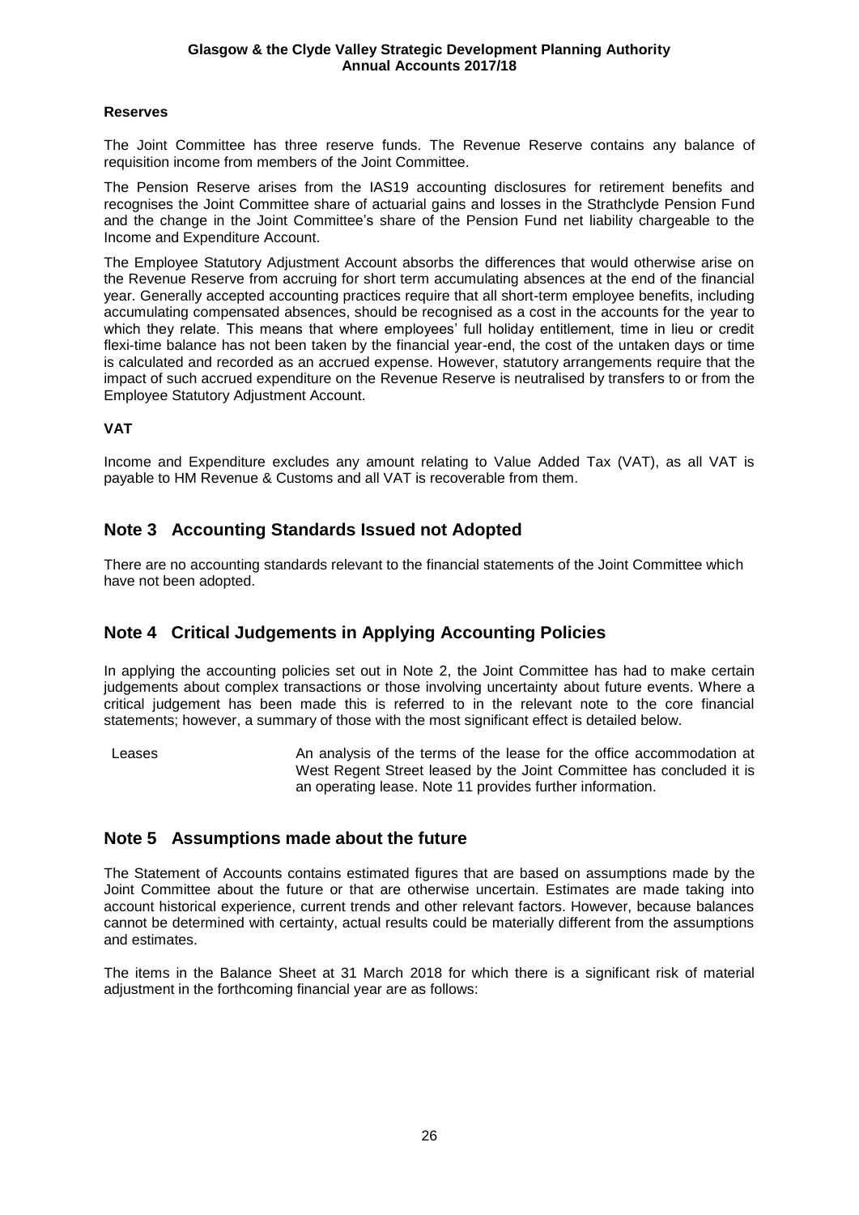**Reserves**

The Joint Committee has three reserve funds. The Revenue Reserve contains any balance of requisition income from members of the Joint Committee.

The Pension Reserve arises from the IAS19 accounting disclosures for retirement benefits and recognises the Joint Committee share of actuarial gains and losses in the Strathclyde Pension Fund and the change in the Joint Committee's share of the Pension Fund net liability chargeable to the Income and Expenditure Account.

The Employee Statutory Adjustment Account absorbs the differences that would otherwise arise on the Revenue Reserve from accruing for short term accumulating absences at the end of the financial year. Generally accepted accounting practices require that all short-term employee benefits, including accumulating compensated absences, should be recognised as a cost in the accounts for the year to which they relate. This means that where employees' full holiday entitlement, time in lieu or credit flexi-time balance has not been taken by the financial year-end, the cost of the untaken days or time is calculated and recorded as an accrued expense. However, statutory arrangements require that the impact of such accrued expenditure on the Revenue Reserve is neutralised by transfers to or from the Employee Statutory Adjustment Account.

**VAT**

Income and Expenditure excludes any amount relating to Value Added Tax (VAT), as all VAT is payable to HM Revenue & Customs and all VAT is recoverable from them.

## Note 3 Accounting Standards Issued not Adopted

There are no accounting standards relevant to the financial statements of the Joint Committee which have not been adopted.

## Note 4 Critical Judgements in Applying Accounting Policies

In applying the accounting policies set out in Note 2, the Joint Committee has had to make certain judgements about complex transactions or those involving uncertainty about future events. Where a critical judgement has been made this is referred to in the relevant note to the core financial statements; however, a summary of those with the most significant effect is detailed below.

| | |
|---|---|
| Leases | An analysis of the terms of the lease for the office accommodation at West Regent Street leased by the Joint Committee has concluded it is an operating lease. Note 11 provides further information. |

## Note 5 Assumptions made about the future

The Statement of Accounts contains estimated figures that are based on assumptions made by the Joint Committee about the future or that are otherwise uncertain. Estimates are made taking into account historical experience, current trends and other relevant factors. However, because balances cannot be determined with certainty, actual results could be materially different from the assumptions and estimates.

The items in the Balance Sheet at 31 March 2018 for which there is a significant risk of material adjustment in the forthcoming financial year are as follows: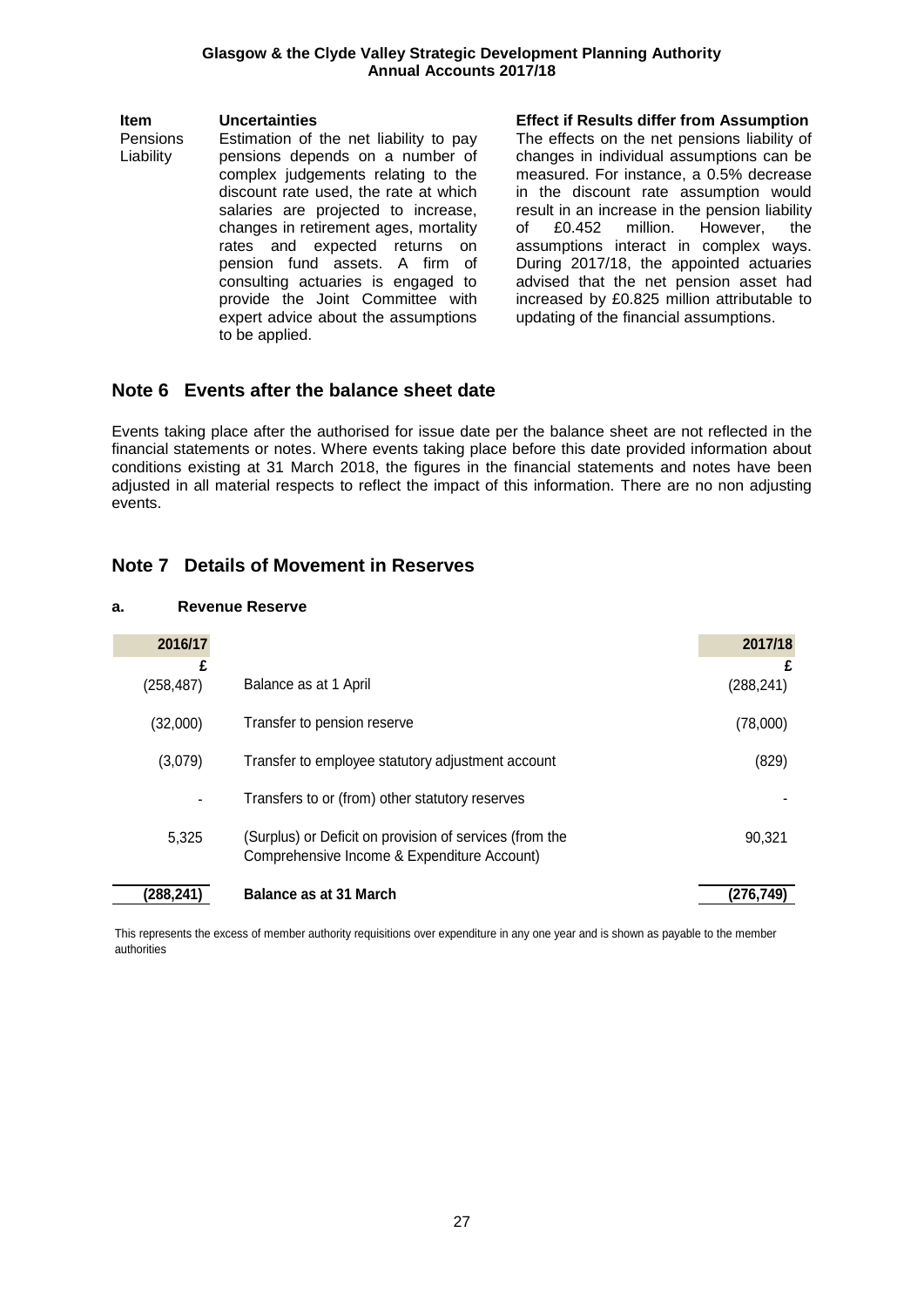| Item | Uncertainties | Effect if Results differ from Assumption |
|---|---|---|
| Pensions Liability | Estimation of the net liability to pay pensions depends on a number of complex judgements relating to the discount rate used, the rate at which salaries are projected to increase, changes in retirement ages, mortality rates and expected returns on pension fund assets. A firm of consulting actuaries is engaged to provide the Joint Committee with expert advice about the assumptions to be applied. | The effects on the net pensions liability of changes in individual assumptions can be measured. For instance, a 0.5% decrease in the discount rate assumption would result in an increase in the pension liability of £0.452 million. However, the assumptions interact in complex ways. During 2017/18, the appointed actuaries advised that the net pension asset had increased by £0.825 million attributable to updating of the financial assumptions. |

## Note 6 Events after the balance sheet date

Events taking place after the authorised for issue date per the balance sheet are not reflected in the financial statements or notes. Where events taking place before this date provided information about conditions existing at 31 March 2018, the figures in the financial statements and notes have been adjusted in all material respects to reflect the impact of this information. There are no non adjusting events.

## Note 7 Details of Movement in Reserves

### a. Revenue Reserve

| 2016/17 £ | | 2017/18 £ |
|---|---|---|
| (258,487) | Balance as at 1 April | (288,241) |
| (32,000) | Transfer to pension reserve | (78,000) |
| (3,079) | Transfer to employee statutory adjustment account | (829) |
| - | Transfers to or (from) other statutory reserves | - |
| 5,325 | (Surplus) or Deficit on provision of services (from the Comprehensive Income & Expenditure Account) | 90,321 |
| **(288,241)** | **Balance as at 31 March** | **(276,749)** |

This represents the excess of member authority requisitions over expenditure in any one year and is shown as payable to the member authorities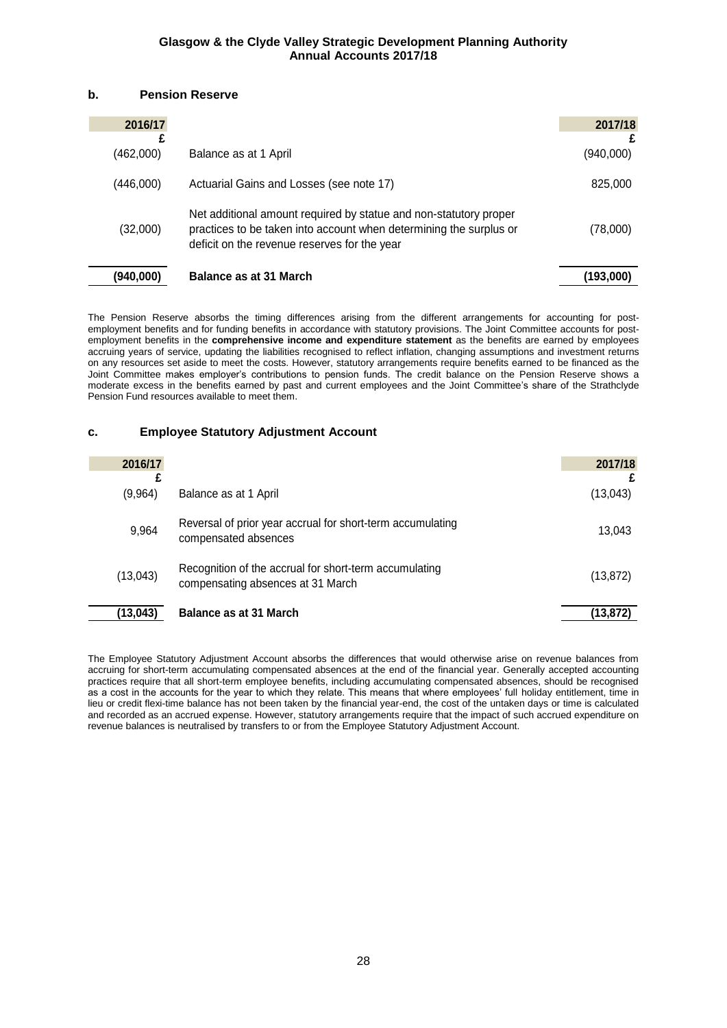### b. Pension Reserve

| 2016/17 £ | | 2017/18 £ |
|---|---|---|
| (462,000) | Balance as at 1 April | (940,000) |
| (446,000) | Actuarial Gains and Losses (see note 17) | 825,000 |
| (32,000) | Net additional amount required by statue and non-statutory proper practices to be taken into account when determining the surplus or deficit on the revenue reserves for the year | (78,000) |
| **(940,000)** | **Balance as at 31 March** | **(193,000)** |

The Pension Reserve absorbs the timing differences arising from the different arrangements for accounting for post-employment benefits and for funding benefits in accordance with statutory provisions. The Joint Committee accounts for post-employment benefits in the **comprehensive income and expenditure statement** as the benefits are earned by employees accruing years of service, updating the liabilities recognised to reflect inflation, changing assumptions and investment returns on any resources set aside to meet the costs. However, statutory arrangements require benefits earned to be financed as the Joint Committee makes employer's contributions to pension funds. The credit balance on the Pension Reserve shows a moderate excess in the benefits earned by past and current employees and the Joint Committee's share of the Strathclyde Pension Fund resources available to meet them.

### c. Employee Statutory Adjustment Account

| 2016/17 £ | | 2017/18 £ |
|---|---|---|
| (9,964) | Balance as at 1 April | (13,043) |
| 9,964 | Reversal of prior year accrual for short-term accumulating compensated absences | 13,043 |
| (13,043) | Recognition of the accrual for short-term accumulating compensating absences at 31 March | (13,872) |
| **(13,043)** | **Balance as at 31 March** | **(13,872)** |

The Employee Statutory Adjustment Account absorbs the differences that would otherwise arise on revenue balances from accruing for short-term accumulating compensated absences at the end of the financial year. Generally accepted accounting practices require that all short-term employee benefits, including accumulating compensated absences, should be recognised as a cost in the accounts for the year to which they relate. This means that where employees' full holiday entitlement, time in lieu or credit flexi-time balance has not been taken by the financial year-end, the cost of the untaken days or time is calculated and recorded as an accrued expense. However, statutory arrangements require that the impact of such accrued expenditure on revenue balances is neutralised by transfers to or from the Employee Statutory Adjustment Account.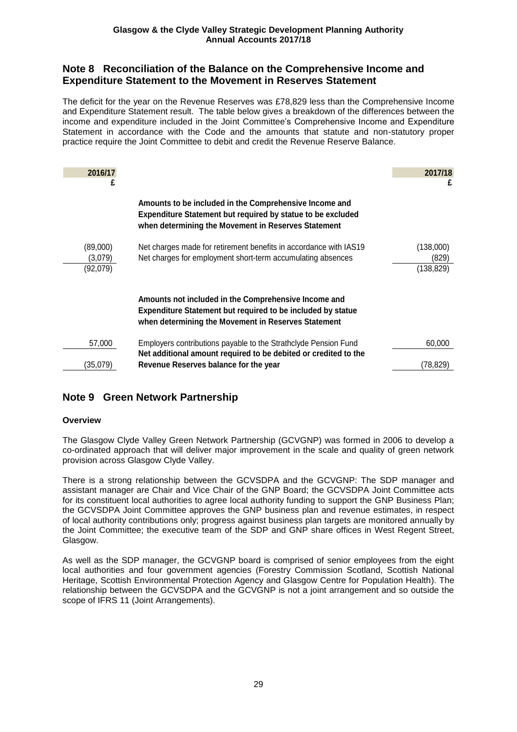## Note 8 Reconciliation of the Balance on the Comprehensive Income and Expenditure Statement to the Movement in Reserves Statement

The deficit for the year on the Revenue Reserves was £78,829 less than the Comprehensive Income and Expenditure Statement result. The table below gives a breakdown of the differences between the income and expenditure included in the Joint Committee's Comprehensive Income and Expenditure Statement in accordance with the Code and the amounts that statute and non-statutory proper practice require the Joint Committee to debit and credit the Revenue Reserve Balance.

| 2016/17 £ | | 2017/18 £ |
|---|---|---|
| | **Amounts to be included in the Comprehensive Income and Expenditure Statement but required by statue to be excluded when determining the Movement in Reserves Statement** | |
| (89,000) | Net charges made for retirement benefits in accordance with IAS19 | (138,000) |
| (3,079) | Net charges for employment short-term accumulating absences | (829) |
| (92,079) | | (138,829) |
| | **Amounts not included in the Comprehensive Income and Expenditure Statement but required to be included by statue when determining the Movement in Reserves Statement** | |
| 57,000 | Employers contributions payable to the Strathclyde Pension Fund | 60,000 |
| (35,079) | **Net additional amount required to be debited or credited to the Revenue Reserves balance for the year** | (78,829) |

## Note 9 Green Network Partnership

**Overview**

The Glasgow Clyde Valley Green Network Partnership (GCVGNP) was formed in 2006 to develop a co-ordinated approach that will deliver major improvement in the scale and quality of green network provision across Glasgow Clyde Valley.

There is a strong relationship between the GCVSDPA and the GCVGNP: The SDP manager and assistant manager are Chair and Vice Chair of the GNP Board; the GCVSDPA Joint Committee acts for its constituent local authorities to agree local authority funding to support the GNP Business Plan; the GCVSDPA Joint Committee approves the GNP business plan and revenue estimates, in respect of local authority contributions only; progress against business plan targets are monitored annually by the Joint Committee; the executive team of the SDP and GNP share offices in West Regent Street, Glasgow.

As well as the SDP manager, the GCVGNP board is comprised of senior employees from the eight local authorities and four government agencies (Forestry Commission Scotland, Scottish National Heritage, Scottish Environmental Protection Agency and Glasgow Centre for Population Health). The relationship between the GCVSDPA and the GCVGNP is not a joint arrangement and so outside the scope of IFRS 11 (Joint Arrangements).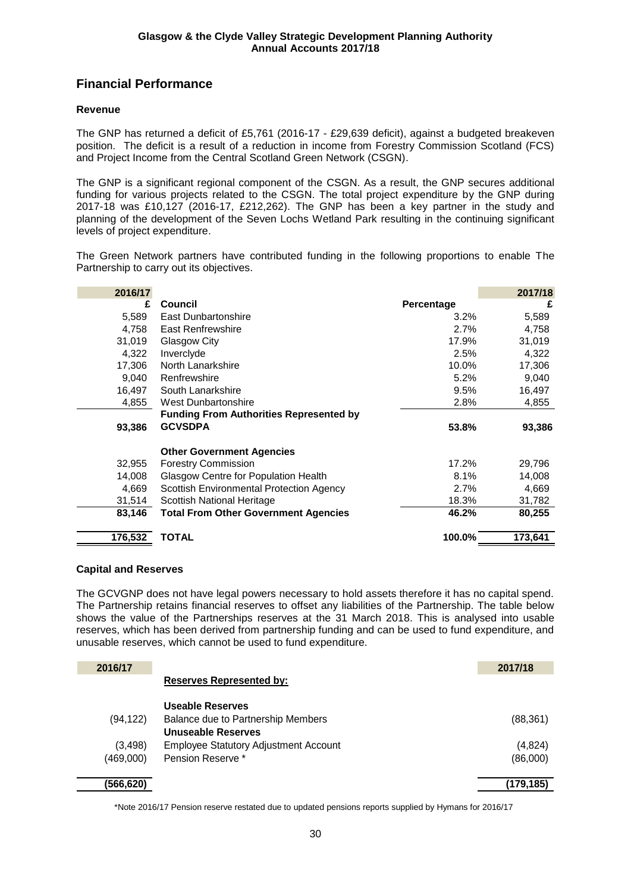## Financial Performance

### Revenue

The GNP has returned a deficit of £5,761 (2016-17 - £29,639 deficit), against a budgeted breakeven position. The deficit is a result of a reduction in income from Forestry Commission Scotland (FCS) and Project Income from the Central Scotland Green Network (CSGN).

The GNP is a significant regional component of the CSGN. As a result, the GNP secures additional funding for various projects related to the CSGN. The total project expenditure by the GNP during 2017-18 was £10,127 (2016-17, £212,262). The GNP has been a key partner in the study and planning of the development of the Seven Lochs Wetland Park resulting in the continuing significant levels of project expenditure.

The Green Network partners have contributed funding in the following proportions to enable The Partnership to carry out its objectives.

| 2016/17 £ | Council | Percentage | 2017/18 £ |
|---|---|---|---|
| 5,589 | East Dunbartonshire | 3.2% | 5,589 |
| 4,758 | East Renfrewshire | 2.7% | 4,758 |
| 31,019 | Glasgow City | 17.9% | 31,019 |
| 4,322 | Inverclyde | 2.5% | 4,322 |
| 17,306 | North Lanarkshire | 10.0% | 17,306 |
| 9,040 | Renfrewshire | 5.2% | 9,040 |
| 16,497 | South Lanarkshire | 9.5% | 16,497 |
| 4,855 | West Dunbartonshire | 2.8% | 4,855 |
| **93,386** | **Funding From Authorities Represented by GCVSDPA** | **53.8%** | **93,386** |
| | **Other Government Agencies** | | |
| 32,955 | Forestry Commission | 17.2% | 29,796 |
| 14,008 | Glasgow Centre for Population Health | 8.1% | 14,008 |
| 4,669 | Scottish Environmental Protection Agency | 2.7% | 4,669 |
| 31,514 | Scottish National Heritage | 18.3% | 31,782 |
| **83,146** | **Total From Other Government Agencies** | **46.2%** | **80,255** |
| **176,532** | **TOTAL** | **100.0%** | **173,641** |

### Capital and Reserves

The GCVGNP does not have legal powers necessary to hold assets therefore it has no capital spend. The Partnership retains financial reserves to offset any liabilities of the Partnership. The table below shows the value of the Partnerships reserves at the 31 March 2018. This is analysed into usable reserves, which has been derived from partnership funding and can be used to fund expenditure, and unusable reserves, which cannot be used to fund expenditure.

| 2016/17 | Reserves Represented by: | 2017/18 |
|---|---|---|
| | **Useable Reserves** | |
| (94,122) | Balance due to Partnership Members | (88,361) |
| | **Unuseable Reserves** | |
| (3,498) | Employee Statutory Adjustment Account | (4,824) |
| (469,000) | Pension Reserve * | (86,000) |
| **(566,620)** | | **(179,185)** |

*Note 2016/17 Pension reserve restated due to updated pensions reports supplied by Hymans for 2016/17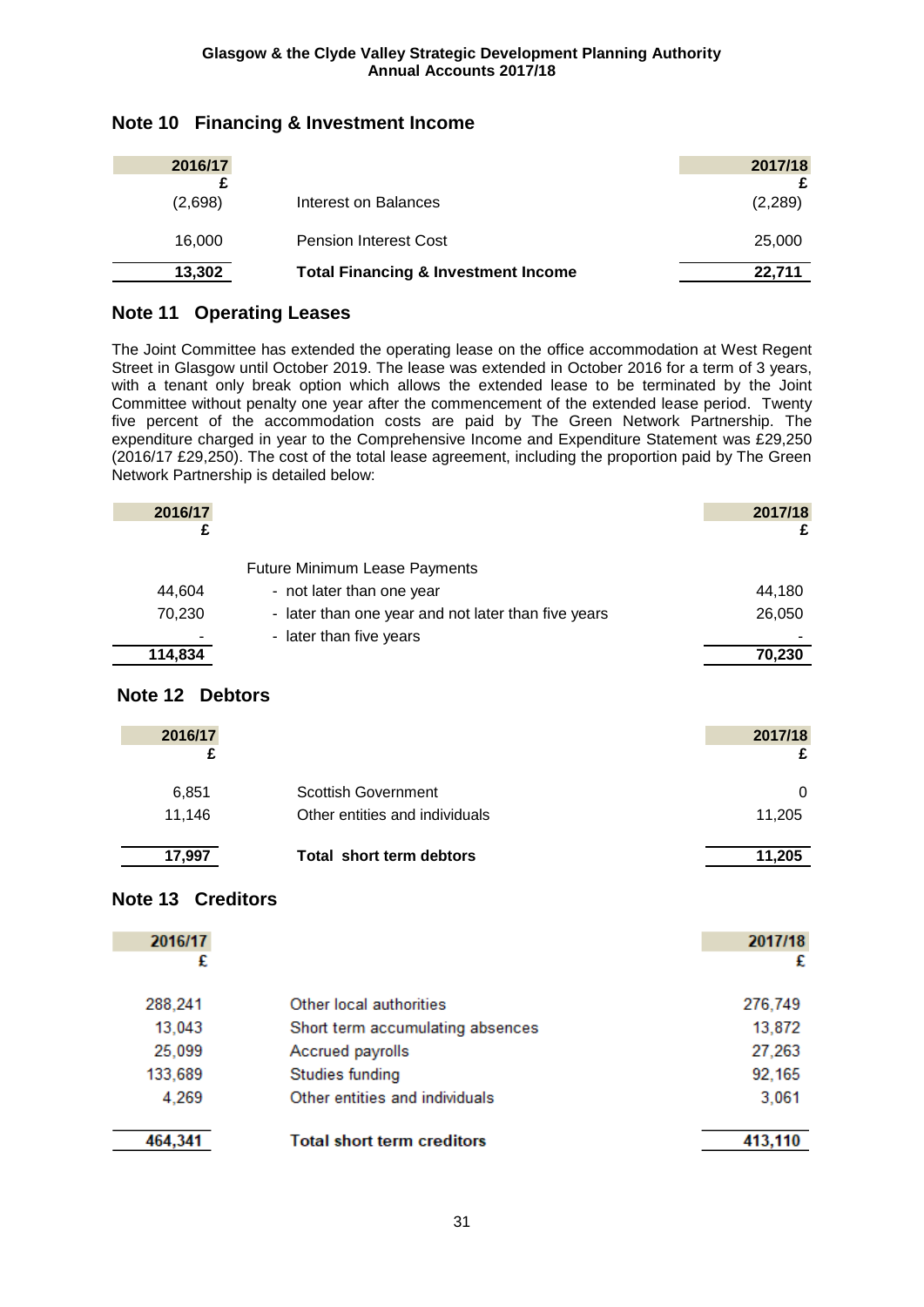## Note 10 Financing & Investment Income

| 2016/17 £ | | 2017/18 £ |
|---|---|---|
| (2,698) | Interest on Balances | (2,289) |
| 16,000 | Pension Interest Cost | 25,000 |
| **13,302** | **Total Financing & Investment Income** | **22,711** |

## Note 11 Operating Leases

The Joint Committee has extended the operating lease on the office accommodation at West Regent Street in Glasgow until October 2019. The lease was extended in October 2016 for a term of 3 years, with a tenant only break option which allows the extended lease to be terminated by the Joint Committee without penalty one year after the commencement of the extended lease period. Twenty five percent of the accommodation costs are paid by The Green Network Partnership. The expenditure charged in year to the Comprehensive Income and Expenditure Statement was £29,250 (2016/17 £29,250). The cost of the total lease agreement, including the proportion paid by The Green Network Partnership is detailed below:

| 2016/17 £ | | 2017/18 £ |
|---|---|---|
| | Future Minimum Lease Payments | |
| 44,604 | - not later than one year | 44,180 |
| 70,230 | - later than one year and not later than five years | 26,050 |
| - | - later than five years | - |
| **114,834** | | **70,230** |

## Note 12 Debtors

| 2016/17 £ | | 2017/18 £ |
|---|---|---|
| 6,851 | Scottish Government | 0 |
| 11,146 | Other entities and individuals | 11,205 |
| **17,997** | **Total short term debtors** | **11,205** |

## Note 13 Creditors

| 2016/17 £ | | 2017/18 £ |
|---|---|---|
| 288,241 | Other local authorities | 276,749 |
| 13,043 | Short term accumulating absences | 13,872 |
| 25,099 | Accrued payrolls | 27,263 |
| 133,689 | Studies funding | 92,165 |
| 4,269 | Other entities and individuals | 3,061 |
| **464,341** | **Total short term creditors** | **413,110** |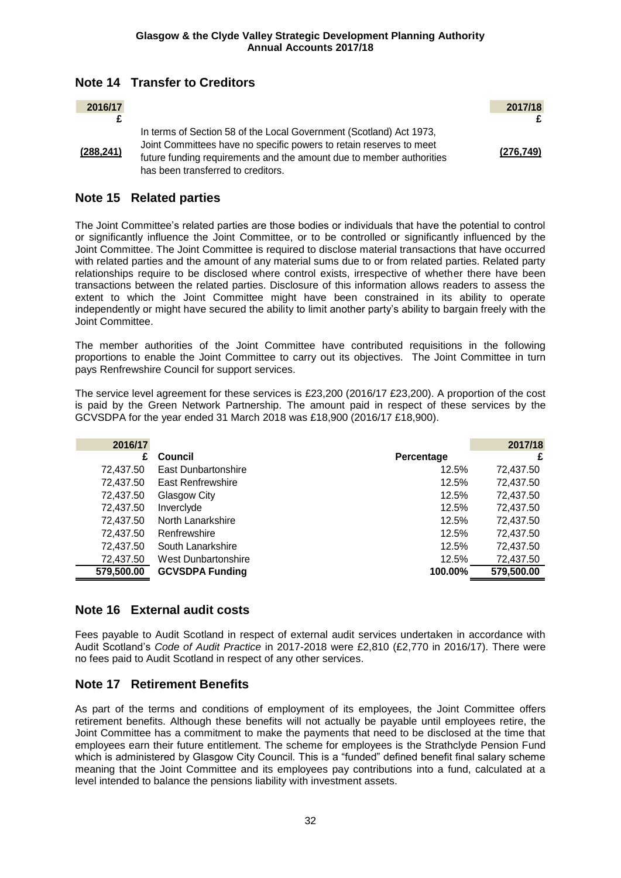## Note 14 Transfer to Creditors

| 2016/17 £ | | 2017/18 £ |
|---|---|---|
| (288,241) | In terms of Section 58 of the Local Government (Scotland) Act 1973, Joint Committees have no specific powers to retain reserves to meet future funding requirements and the amount due to member authorities has been transferred to creditors. | (276,749) |

## Note 15 Related parties

The Joint Committee's related parties are those bodies or individuals that have the potential to control or significantly influence the Joint Committee, or to be controlled or significantly influenced by the Joint Committee. The Joint Committee is required to disclose material transactions that have occurred with related parties and the amount of any material sums due to or from related parties. Related party relationships require to be disclosed where control exists, irrespective of whether there have been transactions between the related parties. Disclosure of this information allows readers to assess the extent to which the Joint Committee might have been constrained in its ability to operate independently or might have secured the ability to limit another party's ability to bargain freely with the Joint Committee.

The member authorities of the Joint Committee have contributed requisitions in the following proportions to enable the Joint Committee to carry out its objectives. The Joint Committee in turn pays Renfrewshire Council for support services.

The service level agreement for these services is £23,200 (2016/17 £23,200). A proportion of the cost is paid by the Green Network Partnership. The amount paid in respect of these services by the GCVSDPA for the year ended 31 March 2018 was £18,900 (2016/17 £18,900).

| 2016/17 £ | Council | Percentage | 2017/18 £ |
|---|---|---|---|
| 72,437.50 | East Dunbartonshire | 12.5% | 72,437.50 |
| 72,437.50 | East Renfrewshire | 12.5% | 72,437.50 |
| 72,437.50 | Glasgow City | 12.5% | 72,437.50 |
| 72,437.50 | Inverclyde | 12.5% | 72,437.50 |
| 72,437.50 | North Lanarkshire | 12.5% | 72,437.50 |
| 72,437.50 | Renfrewshire | 12.5% | 72,437.50 |
| 72,437.50 | South Lanarkshire | 12.5% | 72,437.50 |
| 72,437.50 | West Dunbartonshire | 12.5% | 72,437.50 |
| **579,500.00** | **GCVSDPA Funding** | **100.00%** | **579,500.00** |

## Note 16 External audit costs

Fees payable to Audit Scotland in respect of external audit services undertaken in accordance with Audit Scotland's *Code of Audit Practice* in 2017-2018 were £2,810 (£2,770 in 2016/17). There were no fees paid to Audit Scotland in respect of any other services.

## Note 17 Retirement Benefits

As part of the terms and conditions of employment of its employees, the Joint Committee offers retirement benefits. Although these benefits will not actually be payable until employees retire, the Joint Committee has a commitment to make the payments that need to be disclosed at the time that employees earn their future entitlement. The scheme for employees is the Strathclyde Pension Fund which is administered by Glasgow City Council. This is a "funded" defined benefit final salary scheme meaning that the Joint Committee and its employees pay contributions into a fund, calculated at a level intended to balance the pensions liability with investment assets.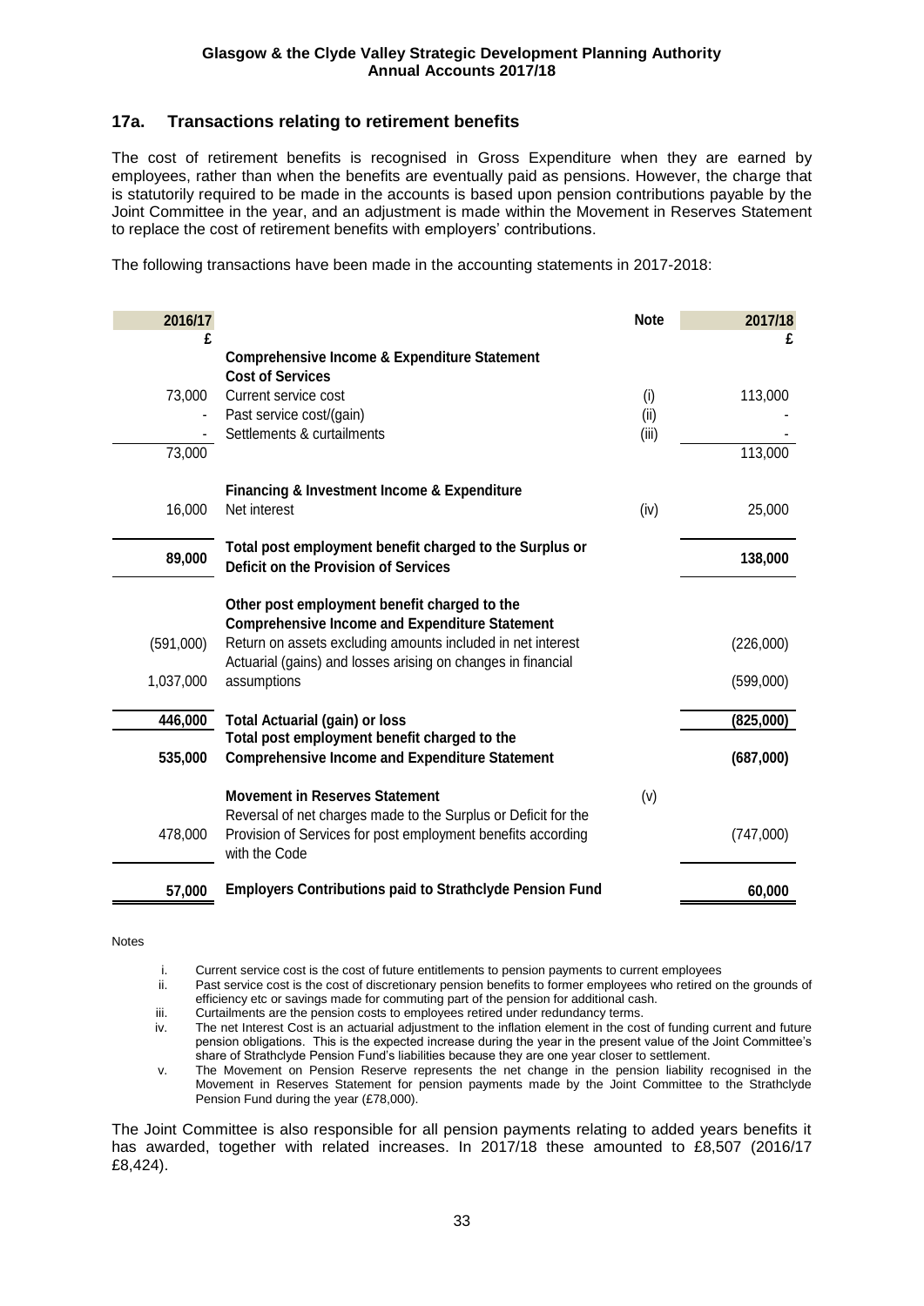## 17a. Transactions relating to retirement benefits

The cost of retirement benefits is recognised in Gross Expenditure when they are earned by employees, rather than when the benefits are eventually paid as pensions. However, the charge that is statutorily required to be made in the accounts is based upon pension contributions payable by the Joint Committee in the year, and an adjustment is made within the Movement in Reserves Statement to replace the cost of retirement benefits with employers' contributions.

The following transactions have been made in the accounting statements in 2017-2018:

| 2016/17 £ | | Note | 2017/18 £ |
|---|---|---|---|
| | **Comprehensive Income & Expenditure Statement** | | |
| | **Cost of Services** | | |
| 73,000 | Current service cost | (i) | 113,000 |
| - | Past service cost/(gain) | (ii) | - |
| - | Settlements & curtailments | (iii) | - |
| 73,000 | | | 113,000 |
| | **Financing & Investment Income & Expenditure** | | |
| 16,000 | Net interest | (iv) | 25,000 |
| **89,000** | **Total post employment benefit charged to the Surplus or Deficit on the Provision of Services** | | **138,000** |
| | **Other post employment benefit charged to the Comprehensive Income and Expenditure Statement** | | |
| (591,000) | Return on assets excluding amounts included in net interest | | (226,000) |
| 1,037,000 | Actuarial (gains) and losses arising on changes in financial assumptions | | (599,000) |
| **446,000** | **Total Actuarial (gain) or loss** | | **(825,000)** |
| **535,000** | **Total post employment benefit charged to the Comprehensive Income and Expenditure Statement** | | **(687,000)** |
| | **Movement in Reserves Statement** | (v) | |
| 478,000 | Reversal of net charges made to the Surplus or Deficit for the Provision of Services for post employment benefits according with the Code | | (747,000) |
| **57,000** | **Employers Contributions paid to Strathclyde Pension Fund** | | **60,000** |

Notes

i. Current service cost is the cost of future entitlements to pension payments to current employees
ii. Past service cost is the cost of discretionary pension benefits to former employees who retired on the grounds of efficiency etc or savings made for commuting part of the pension for additional cash.
iii. Curtailments are the pension costs to employees retired under redundancy terms.
iv. The net Interest Cost is an actuarial adjustment to the inflation element in the cost of funding current and future pension obligations. This is the expected increase during the year in the present value of the Joint Committee's share of Strathclyde Pension Fund's liabilities because they are one year closer to settlement.
v. The Movement on Pension Reserve represents the net change in the pension liability recognised in the Movement in Reserves Statement for pension payments made by the Joint Committee to the Strathclyde Pension Fund during the year (£78,000).

The Joint Committee is also responsible for all pension payments relating to added years benefits it has awarded, together with related increases. In 2017/18 these amounted to £8,507 (2016/17 £8,424).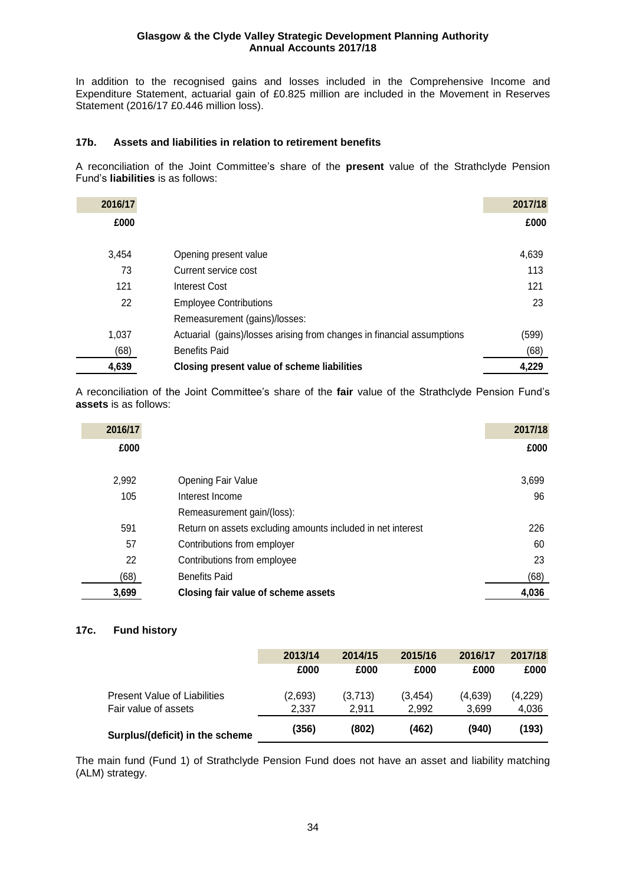In addition to the recognised gains and losses included in the Comprehensive Income and Expenditure Statement, actuarial gain of £0.825 million are included in the Movement in Reserves Statement (2016/17 £0.446 million loss).

### 17b. Assets and liabilities in relation to retirement benefits

A reconciliation of the Joint Committee's share of the **present** value of the Strathclyde Pension Fund's **liabilities** is as follows:

| 2016/17 | | 2017/18 |
|---|---|---|
| £000 | | £000 |
| 3,454 | Opening present value | 4,639 |
| 73 | Current service cost | 113 |
| 121 | Interest Cost | 121 |
| 22 | Employee Contributions | 23 |
| | Remeasurement (gains)/losses: | |
| 1,037 | Actuarial (gains)/losses arising from changes in financial assumptions | (599) |
| (68) | Benefits Paid | (68) |
| **4,639** | **Closing present value of scheme liabilities** | **4,229** |

A reconciliation of the Joint Committee's share of the **fair** value of the Strathclyde Pension Fund's **assets** is as follows:

| 2016/17 | | 2017/18 |
|---|---|---|
| £000 | | £000 |
| 2,992 | Opening Fair Value | 3,699 |
| 105 | Interest Income | 96 |
| | Remeasurement gain/(loss): | |
| 591 | Return on assets excluding amounts included in net interest | 226 |
| 57 | Contributions from employer | 60 |
| 22 | Contributions from employee | 23 |
| (68) | Benefits Paid | (68) |
| **3,699** | **Closing fair value of scheme assets** | **4,036** |

### 17c. Fund history

| | 2013/14 | 2014/15 | 2015/16 | 2016/17 | 2017/18 |
|---|---|---|---|---|---|
| | £000 | £000 | £000 | £000 | £000 |
| Present Value of Liabilities | (2,693) | (3,713) | (3,454) | (4,639) | (4,229) |
| Fair value of assets | 2,337 | 2,911 | 2,992 | 3,699 | 4,036 |
| **Surplus/(deficit) in the scheme** | **(356)** | **(802)** | **(462)** | **(940)** | **(193)** |

The main fund (Fund 1) of Strathclyde Pension Fund does not have an asset and liability matching (ALM) strategy.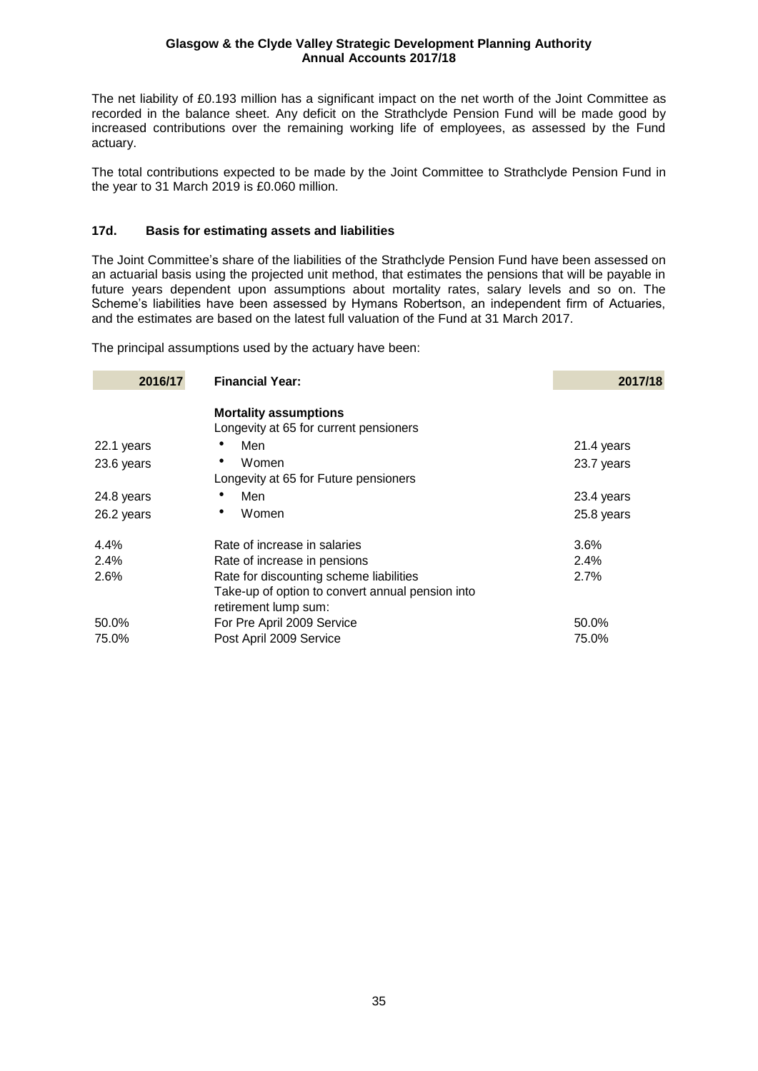The net liability of £0.193 million has a significant impact on the net worth of the Joint Committee as recorded in the balance sheet. Any deficit on the Strathclyde Pension Fund will be made good by increased contributions over the remaining working life of employees, as assessed by the Fund actuary.

The total contributions expected to be made by the Joint Committee to Strathclyde Pension Fund in the year to 31 March 2019 is £0.060 million.

### 17d. Basis for estimating assets and liabilities

The Joint Committee's share of the liabilities of the Strathclyde Pension Fund have been assessed on an actuarial basis using the projected unit method, that estimates the pensions that will be payable in future years dependent upon assumptions about mortality rates, salary levels and so on. The Scheme's liabilities have been assessed by Hymans Robertson, an independent firm of Actuaries, and the estimates are based on the latest full valuation of the Fund at 31 March 2017.

The principal assumptions used by the actuary have been:

| 2016/17 | Financial Year: | 2017/18 |
|---|---|---|
| | **Mortality assumptions** | |
| | Longevity at 65 for current pensioners | |
| 22.1 years | • Men | 21.4 years |
| 23.6 years | • Women | 23.7 years |
| | Longevity at 65 for Future pensioners | |
| 24.8 years | • Men | 23.4 years |
| 26.2 years | • Women | 25.8 years |
| 4.4% | Rate of increase in salaries | 3.6% |
| 2.4% | Rate of increase in pensions | 2.4% |
| 2.6% | Rate for discounting scheme liabilities | 2.7% |
| | Take-up of option to convert annual pension into retirement lump sum: | |
| 50.0% | For Pre April 2009 Service | 50.0% |
| 75.0% | Post April 2009 Service | 75.0% |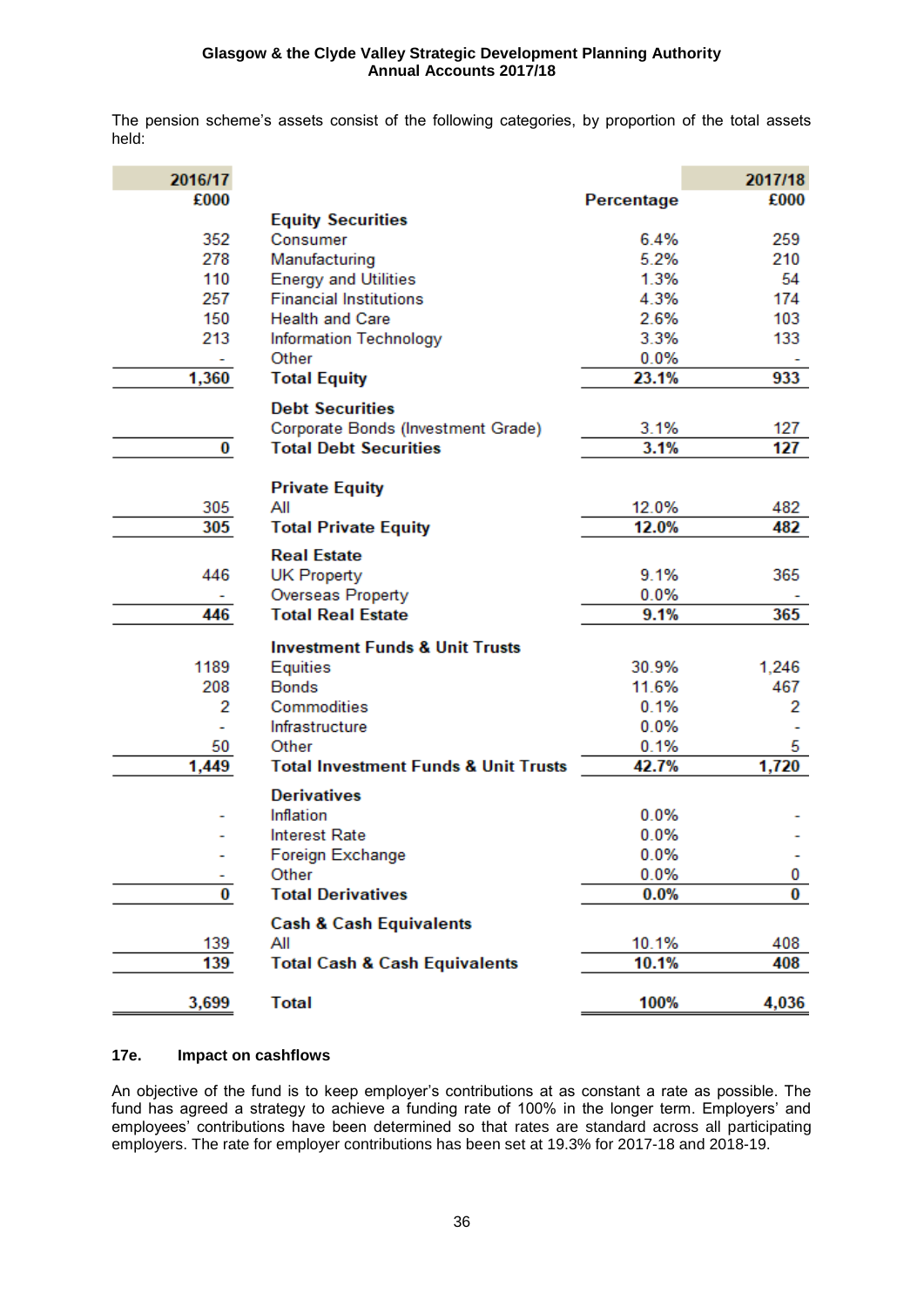The pension scheme's assets consist of the following categories, by proportion of the total assets held:

| 2016/17 £000 | | Percentage | 2017/18 £000 |
|---|---|---|---|
| | **Equity Securities** | | |
| 352 | Consumer | 6.4% | 259 |
| 278 | Manufacturing | 5.2% | 210 |
| 110 | Energy and Utilities | 1.3% | 54 |
| 257 | Financial Institutions | 4.3% | 174 |
| 150 | Health and Care | 2.6% | 103 |
| 213 | Information Technology | 3.3% | 133 |
| - | Other | 0.0% | - |
| **1,360** | **Total Equity** | **23.1%** | **933** |
| | **Debt Securities** | | |
| | Corporate Bonds (Investment Grade) | 3.1% | 127 |
| **0** | **Total Debt Securities** | **3.1%** | **127** |
| | **Private Equity** | | |
| 305 | All | 12.0% | 482 |
| **305** | **Total Private Equity** | **12.0%** | **482** |
| | **Real Estate** | | |
| 446 | UK Property | 9.1% | 365 |
| - | Overseas Property | 0.0% | - |
| **446** | **Total Real Estate** | **9.1%** | **365** |
| | **Investment Funds & Unit Trusts** | | |
| 1189 | Equities | 30.9% | 1,246 |
| 208 | Bonds | 11.6% | 467 |
| 2 | Commodities | 0.1% | 2 |
| - | Infrastructure | 0.0% | - |
| 50 | Other | 0.1% | 5 |
| **1,449** | **Total Investment Funds & Unit Trusts** | **42.7%** | **1,720** |
| | **Derivatives** | | |
| - | Inflation | 0.0% | - |
| - | Interest Rate | 0.0% | - |
| - | Foreign Exchange | 0.0% | - |
| - | Other | 0.0% | 0 |
| **0** | **Total Derivatives** | **0.0%** | **0** |
| | **Cash & Cash Equivalents** | | |
| 139 | All | 10.1% | 408 |
| **139** | **Total Cash & Cash Equivalents** | **10.1%** | **408** |
| **3,699** | **Total** | **100%** | **4,036** |

### 17e. Impact on cashflows

An objective of the fund is to keep employer's contributions at as constant a rate as possible. The fund has agreed a strategy to achieve a funding rate of 100% in the longer term. Employers' and employees' contributions have been determined so that rates are standard across all participating employers. The rate for employer contributions has been set at 19.3% for 2017-18 and 2018-19.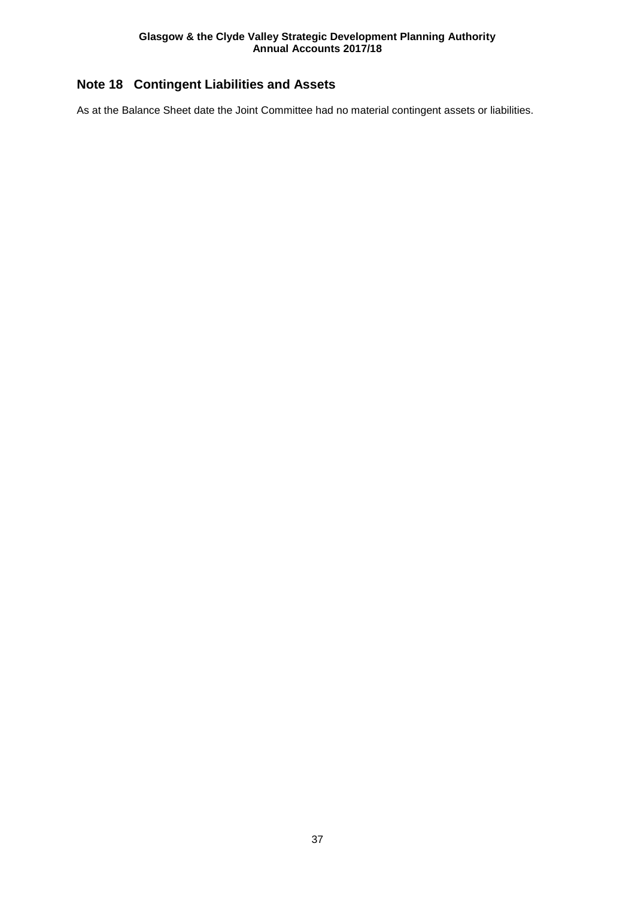## Note 18 Contingent Liabilities and Assets

As at the Balance Sheet date the Joint Committee had no material contingent assets or liabilities.